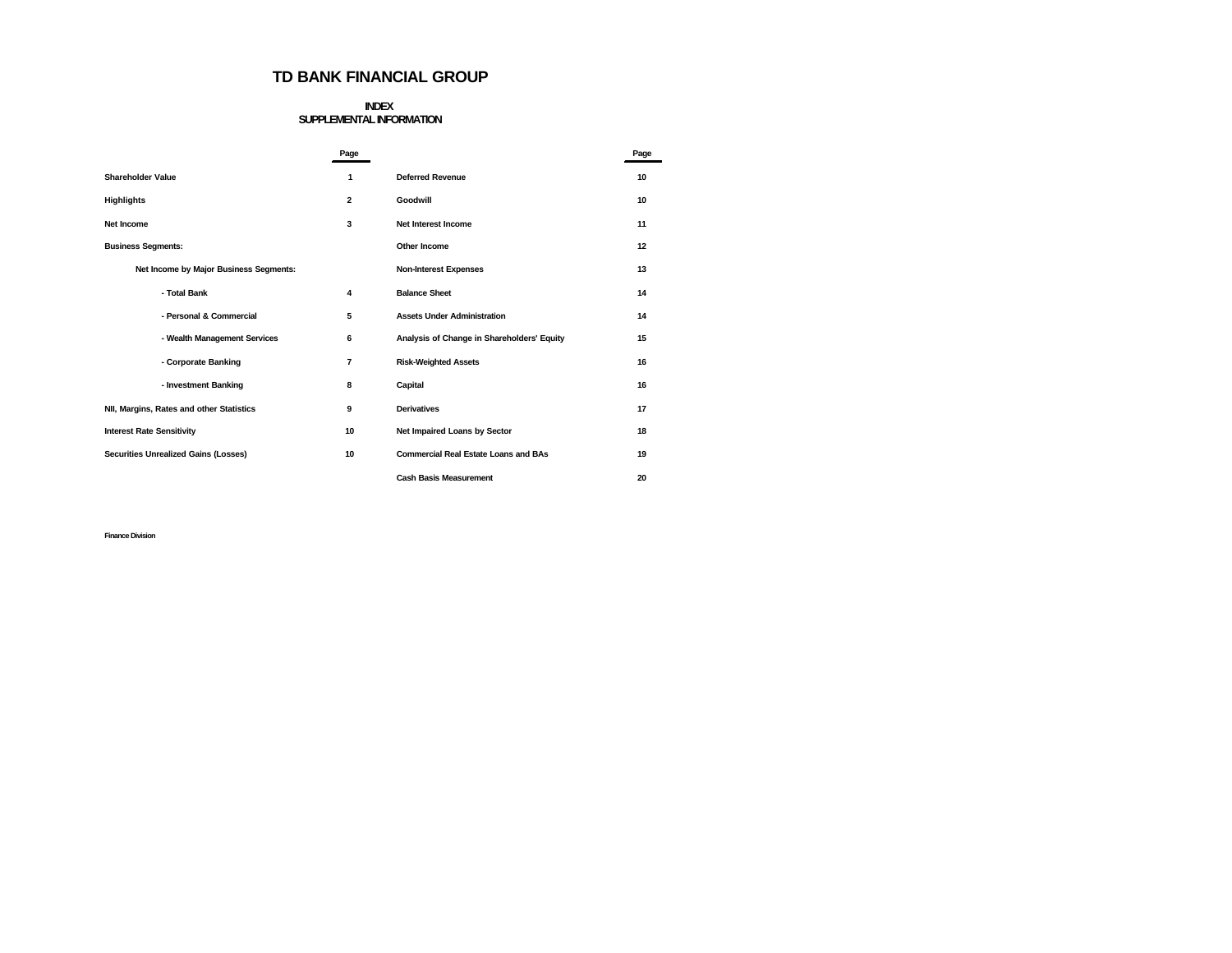# TD BANK FINANCIAL GROUP

## INDEX
## SUPPLEMENTAL INFORMATION

| | Page | | Page |
|---|---|---|---|
| **Shareholder Value** | 1 | **Deferred Revenue** | 10 |
| **Highlights** | 2 | **Goodwill** | 10 |
| **Net Income** | 3 | **Net Interest Income** | 11 |
| **Business Segments:** | | **Other Income** | 12 |
| **Net Income by Major Business Segments:** | | **Non-Interest Expenses** | 13 |
| **- Total Bank** | 4 | **Balance Sheet** | 14 |
| **- Personal & Commercial** | 5 | **Assets Under Administration** | 14 |
| **- Wealth Management Services** | 6 | **Analysis of Change in Shareholders' Equity** | 15 |
| **- Corporate Banking** | 7 | **Risk-Weighted Assets** | 16 |
| **- Investment Banking** | 8 | **Capital** | 16 |
| **NII, Margins, Rates and other Statistics** | 9 | **Derivatives** | 17 |
| **Interest Rate Sensitivity** | 10 | **Net Impaired Loans by Sector** | 18 |
| **Securities Unrealized Gains (Losses)** | 10 | **Commercial Real Estate Loans and BAs** | 19 |
| | | **Cash Basis Measurement** | 20 |

Finance Division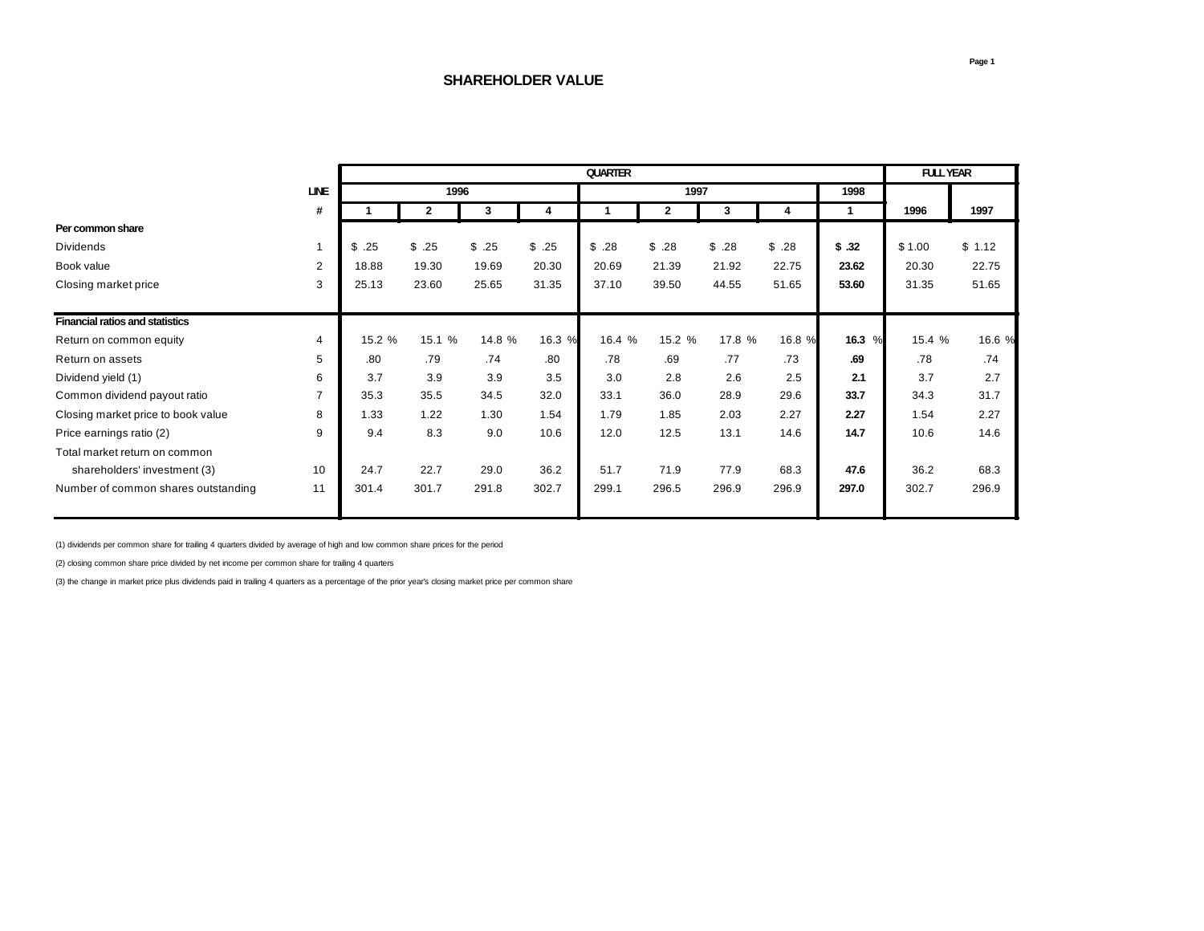## SHAREHOLDER VALUE

| | LINE | QUARTER | | | | | | | | | FULL YEAR | |
|---|---|---|---|---|---|---|---|---|---|---|---|---|
| | | 1996 | | | | 1997 | | | | 1998 | | |
| | # | 1 | 2 | 3 | 4 | 1 | 2 | 3 | 4 | 1 | 1996 | 1997 |
| **Per common share** | | | | | | | | | | | | |
| Dividends | 1 | $ .25 | $ .25 | $ .25 | $ .25 | $ .28 | $ .28 | $ .28 | $ .28 | **$ .32** | $ 1.00 | $ 1.12 |
| Book value | 2 | 18.88 | 19.30 | 19.69 | 20.30 | 20.69 | 21.39 | 21.92 | 22.75 | **23.62** | 20.30 | 22.75 |
| Closing market price | 3 | 25.13 | 23.60 | 25.65 | 31.35 | 37.10 | 39.50 | 44.55 | 51.65 | **53.60** | 31.35 | 51.65 |
| **Financial ratios and statistics** | | | | | | | | | | | | |
| Return on common equity | 4 | 15.2 % | 15.1 % | 14.8 % | 16.3 % | 16.4 % | 15.2 % | 17.8 % | 16.8 % | **16.3** % | 15.4 % | 16.6 % |
| Return on assets | 5 | .80 | .79 | .74 | .80 | .78 | .69 | .77 | .73 | **.69** | .78 | .74 |
| Dividend yield (1) | 6 | 3.7 | 3.9 | 3.9 | 3.5 | 3.0 | 2.8 | 2.6 | 2.5 | **2.1** | 3.7 | 2.7 |
| Common dividend payout ratio | 7 | 35.3 | 35.5 | 34.5 | 32.0 | 33.1 | 36.0 | 28.9 | 29.6 | **33.7** | 34.3 | 31.7 |
| Closing market price to book value | 8 | 1.33 | 1.22 | 1.30 | 1.54 | 1.79 | 1.85 | 2.03 | 2.27 | **2.27** | 1.54 | 2.27 |
| Price earnings ratio (2) | 9 | 9.4 | 8.3 | 9.0 | 10.6 | 12.0 | 12.5 | 13.1 | 14.6 | **14.7** | 10.6 | 14.6 |
| Total market return on common shareholders' investment (3) | 10 | 24.7 | 22.7 | 29.0 | 36.2 | 51.7 | 71.9 | 77.9 | 68.3 | **47.6** | 36.2 | 68.3 |
| Number of common shares outstanding | 11 | 301.4 | 301.7 | 291.8 | 302.7 | 299.1 | 296.5 | 296.9 | 296.9 | **297.0** | 302.7 | 296.9 |

(1) dividends per common share for trailing 4 quarters divided by average of high and low common share prices for the period

(2) closing common share price divided by net income per common share for trailing 4 quarters

(3) the change in market price plus dividends paid in trailing 4 quarters as a percentage of the prior year's closing market price per common share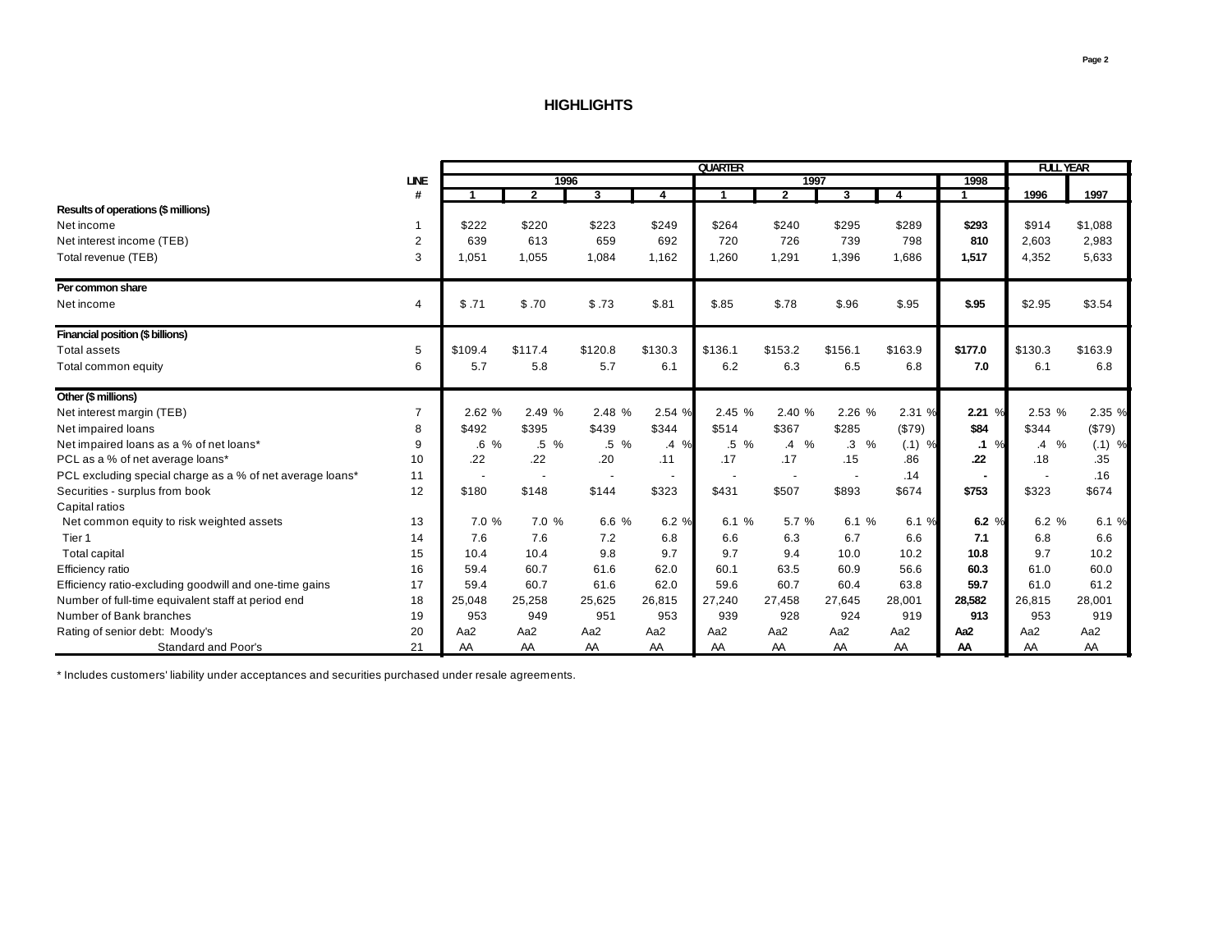# HIGHLIGHTS

| | LINE # | QUARTER 1996 Q1 | 1996 Q2 | 1996 Q3 | 1996 Q4 | 1997 Q1 | 1997 Q2 | 1997 Q3 | 1997 Q4 | 1998 Q1 | FULL YEAR 1996 | FULL YEAR 1997 |
|---|---|---|---|---|---|---|---|---|---|---|---|---|
| **Results of operations ($ millions)** | | | | | | | | | | | | |
| Net income | 1 | $222 | $220 | $223 | $249 | $264 | $240 | $295 | $289 | **$293** | $914 | $1,088 |
| Net interest income (TEB) | 2 | 639 | 613 | 659 | 692 | 720 | 726 | 739 | 798 | **810** | 2,603 | 2,983 |
| Total revenue (TEB) | 3 | 1,051 | 1,055 | 1,084 | 1,162 | 1,260 | 1,291 | 1,396 | 1,686 | **1,517** | 4,352 | 5,633 |
| **Per common share** | | | | | | | | | | | | |
| Net income | 4 | $ .71 | $ .70 | $ .73 | $.81 | $.85 | $.78 | $.96 | $.95 | **$.95** | $2.95 | $3.54 |
| **Financial position ($ billions)** | | | | | | | | | | | | |
| Total assets | 5 | $109.4 | $117.4 | $120.8 | $130.3 | $136.1 | $153.2 | $156.1 | $163.9 | **$177.0** | $130.3 | $163.9 |
| Total common equity | 6 | 5.7 | 5.8 | 5.7 | 6.1 | 6.2 | 6.3 | 6.5 | 6.8 | **7.0** | 6.1 | 6.8 |
| **Other ($ millions)** | | | | | | | | | | | | |
| Net interest margin (TEB) | 7 | 2.62 % | 2.49 % | 2.48 % | 2.54 % | 2.45 % | 2.40 % | 2.26 % | 2.31 % | **2.21** % | 2.53 % | 2.35 % |
| Net impaired loans | 8 | $492 | $395 | $439 | $344 | $514 | $367 | $285 | ($79) | **$84** | $344 | ($79) |
| Net impaired loans as a % of net loans* | 9 | .6 % | .5 % | .5 % | .4 % | .5 % | .4 % | .3 % | (.1) % | **.1** % | .4 % | (.1) % |
| PCL as a % of net average loans* | 10 | .22 | .22 | .20 | .11 | .17 | .17 | .15 | .86 | **.22** | .18 | .35 |
| PCL excluding special charge as a % of net average loans* | 11 | - | - | - | - | - | - | - | .14 | **-** | - | .16 |
| Securities - surplus from book | 12 | $180 | $148 | $144 | $323 | $431 | $507 | $893 | $674 | **$753** | $323 | $674 |
| Capital ratios | | | | | | | | | | | | |
| Net common equity to risk weighted assets | 13 | 7.0 % | 7.0 % | 6.6 % | 6.2 % | 6.1 % | 5.7 % | 6.1 % | 6.1 % | **6.2** % | 6.2 % | 6.1 % |
| Tier 1 | 14 | 7.6 | 7.6 | 7.2 | 6.8 | 6.6 | 6.3 | 6.7 | 6.6 | **7.1** | 6.8 | 6.6 |
| Total capital | 15 | 10.4 | 10.4 | 9.8 | 9.7 | 9.7 | 9.4 | 10.0 | 10.2 | **10.8** | 9.7 | 10.2 |
| Efficiency ratio | 16 | 59.4 | 60.7 | 61.6 | 62.0 | 60.1 | 63.5 | 60.9 | 56.6 | **60.3** | 61.0 | 60.0 |
| Efficiency ratio-excluding goodwill and one-time gains | 17 | 59.4 | 60.7 | 61.6 | 62.0 | 59.6 | 60.7 | 60.4 | 63.8 | **59.7** | 61.0 | 61.2 |
| Number of full-time equivalent staff at period end | 18 | 25,048 | 25,258 | 25,625 | 26,815 | 27,240 | 27,458 | 27,645 | 28,001 | **28,582** | 26,815 | 28,001 |
| Number of Bank branches | 19 | 953 | 949 | 951 | 953 | 939 | 928 | 924 | 919 | **913** | 953 | 919 |
| Rating of senior debt: Moody's | 20 | Aa2 | Aa2 | Aa2 | Aa2 | Aa2 | Aa2 | Aa2 | Aa2 | **Aa2** | Aa2 | Aa2 |
| Standard and Poor's | 21 | AA | AA | AA | AA | AA | AA | AA | AA | **AA** | AA | AA |

* Includes customers' liability under acceptances and securities purchased under resale agreements.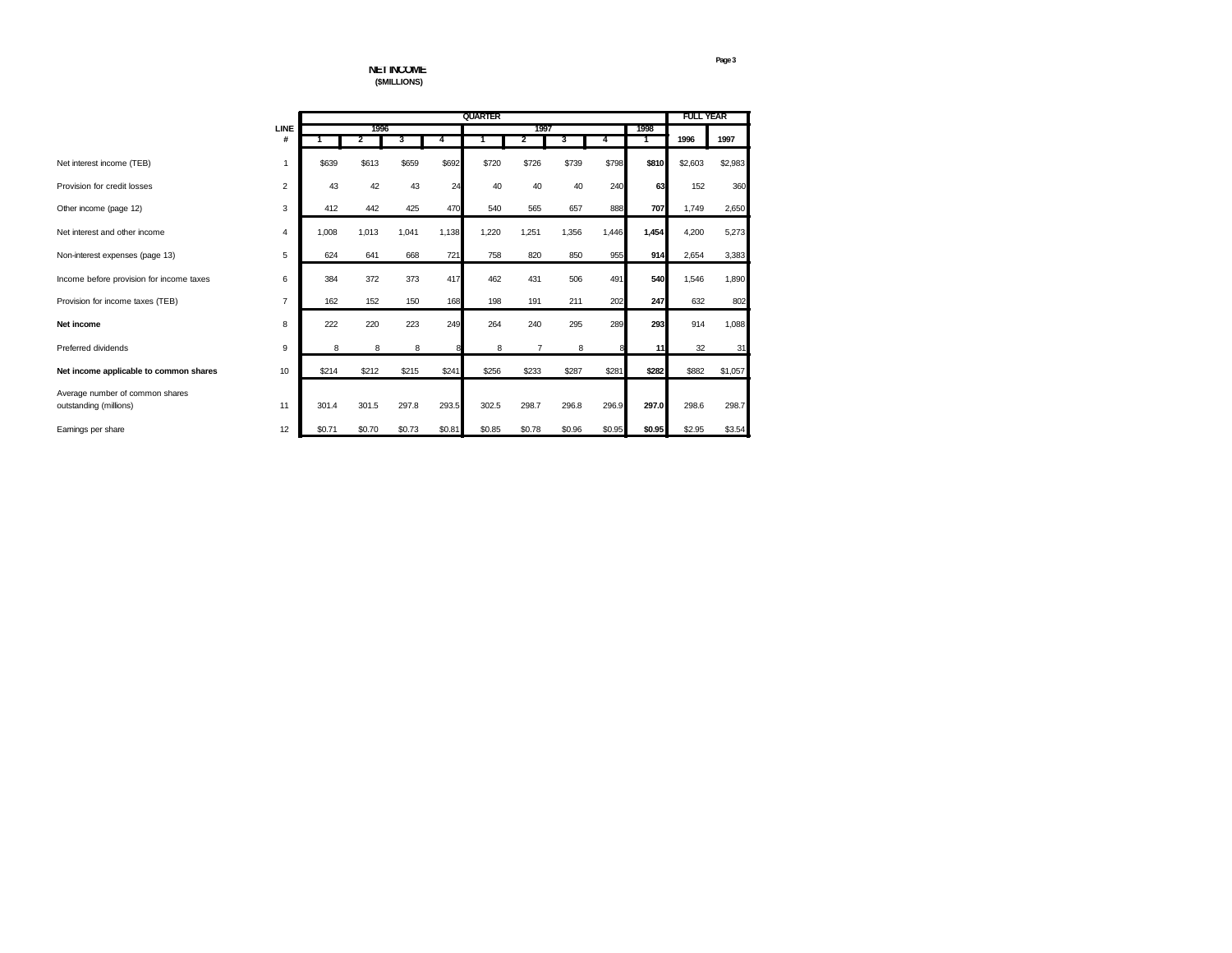# NET INCOME
**($MILLIONS)**

| | LINE # | QUARTER | | | | | | | | | FULL YEAR | |
|---|---|---|---|---|---|---|---|---|---|---|---|---|
| | | 1996 | | | | 1997 | | | | 1998 | | |
| | | 1 | 2 | 3 | 4 | 1 | 2 | 3 | 4 | 1 | 1996 | 1997 |
| Net interest income (TEB) | 1 | $639 | $613 | $659 | $692 | $720 | $726 | $739 | $798 | **$810** | $2,603 | $2,983 |
| Provision for credit losses | 2 | 43 | 42 | 43 | 24 | 40 | 40 | 40 | 240 | **63** | 152 | 360 |
| Other income (page 12) | 3 | 412 | 442 | 425 | 470 | 540 | 565 | 657 | 888 | **707** | 1,749 | 2,650 |
| Net interest and other income | 4 | 1,008 | 1,013 | 1,041 | 1,138 | 1,220 | 1,251 | 1,356 | 1,446 | **1,454** | 4,200 | 5,273 |
| Non-interest expenses (page 13) | 5 | 624 | 641 | 668 | 721 | 758 | 820 | 850 | 955 | **914** | 2,654 | 3,383 |
| Income before provision for income taxes | 6 | 384 | 372 | 373 | 417 | 462 | 431 | 506 | 491 | **540** | 1,546 | 1,890 |
| Provision for income taxes (TEB) | 7 | 162 | 152 | 150 | 168 | 198 | 191 | 211 | 202 | **247** | 632 | 802 |
| **Net income** | 8 | 222 | 220 | 223 | 249 | 264 | 240 | 295 | 289 | **293** | 914 | 1,088 |
| Preferred dividends | 9 | 8 | 8 | 8 | 8 | 8 | 7 | 8 | 8 | **11** | 32 | 31 |
| **Net income applicable to common shares** | 10 | $214 | $212 | $215 | $241 | $256 | $233 | $287 | $281 | **$282** | $882 | $1,057 |
| Average number of common shares outstanding (millions) | 11 | 301.4 | 301.5 | 297.8 | 293.5 | 302.5 | 298.7 | 296.8 | 296.9 | **297.0** | 298.6 | 298.7 |
| Earnings per share | 12 | $0.71 | $0.70 | $0.73 | $0.81 | $0.85 | $0.78 | $0.96 | $0.95 | **$0.95** | $2.95 | $3.54 |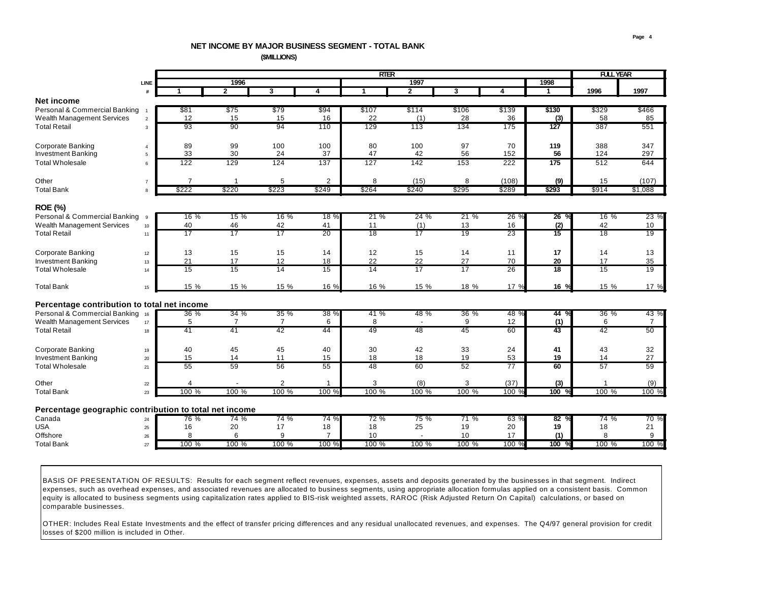## NET INCOME BY MAJOR BUSINESS SEGMENT - TOTAL BANK

**($MILLIONS)**

| | LINE # | QUARTER 1996 Q1 | 1996 Q2 | 1996 Q3 | 1996 Q4 | 1997 Q1 | 1997 Q2 | 1997 Q3 | 1997 Q4 | 1998 Q1 | FULL YEAR 1996 | FULL YEAR 1997 |
|---|---|---|---|---|---|---|---|---|---|---|---|---|
| **Net income** | | | | | | | | | | | | |
| Personal & Commercial Banking | 1 | $81 | $75 | $79 | $94 | $107 | $114 | $106 | $139 | **$130** | $329 | $466 |
| Wealth Management Services | 2 | 12 | 15 | 15 | 16 | 22 | (1) | 28 | 36 | **(3)** | 58 | 85 |
| Total Retail | 3 | 93 | 90 | 94 | 110 | 129 | 113 | 134 | 175 | **127** | 387 | 551 |
| Corporate Banking | 4 | 89 | 99 | 100 | 100 | 80 | 100 | 97 | 70 | **119** | 388 | 347 |
| Investment Banking | 5 | 33 | 30 | 24 | 37 | 47 | 42 | 56 | 152 | **56** | 124 | 297 |
| Total Wholesale | 6 | 122 | 129 | 124 | 137 | 127 | 142 | 153 | 222 | **175** | 512 | 644 |
| Other | 7 | 7 | 1 | 5 | 2 | 8 | (15) | 8 | (108) | **(9)** | 15 | (107) |
| Total Bank | 8 | $222 | $220 | $223 | $249 | $264 | $240 | $295 | $289 | **$293** | $914 | $1,088 |
| **ROE (%)** | | | | | | | | | | | | |
| Personal & Commercial Banking | 9 | 16 % | 15 % | 16 % | 18 % | 21 % | 24 % | 21 % | 26 % | **26 %** | 16 % | 23 % |
| Wealth Management Services | 10 | 40 | 46 | 42 | 41 | 11 | (1) | 13 | 16 | **(2)** | 42 | 10 |
| Total Retail | 11 | 17 | 17 | 17 | 20 | 18 | 17 | 19 | 23 | **15** | 18 | 19 |
| Corporate Banking | 12 | 13 | 15 | 15 | 14 | 12 | 15 | 14 | 11 | **17** | 14 | 13 |
| Investment Banking | 13 | 21 | 17 | 12 | 18 | 22 | 22 | 27 | 70 | **20** | 17 | 35 |
| Total Wholesale | 14 | 15 | 15 | 14 | 15 | 14 | 17 | 17 | 26 | **18** | 15 | 19 |
| Total Bank | 15 | 15 % | 15 % | 15 % | 16 % | 16 % | 15 % | 18 % | 17 % | **16 %** | 15 % | 17 % |
| **Percentage contribution to total net income** | | | | | | | | | | | | |
| Personal & Commercial Banking | 16 | 36 % | 34 % | 35 % | 38 % | 41 % | 48 % | 36 % | 48 % | **44 %** | 36 % | 43 % |
| Wealth Management Services | 17 | 5 | 7 | 7 | 6 | 8 | - | 9 | 12 | **(1)** | 6 | 7 |
| Total Retail | 18 | 41 | 41 | 42 | 44 | 49 | 48 | 45 | 60 | **43** | 42 | 50 |
| Corporate Banking | 19 | 40 | 45 | 45 | 40 | 30 | 42 | 33 | 24 | **41** | 43 | 32 |
| Investment Banking | 20 | 15 | 14 | 11 | 15 | 18 | 18 | 19 | 53 | **19** | 14 | 27 |
| Total Wholesale | 21 | 55 | 59 | 56 | 55 | 48 | 60 | 52 | 77 | **60** | 57 | 59 |
| Other | 22 | 4 | - | 2 | 1 | 3 | (8) | 3 | (37) | **(3)** | 1 | (9) |
| Total Bank | 23 | 100 % | 100 % | 100 % | 100 % | 100 % | 100 % | 100 % | 100 % | **100 %** | 100 % | 100 % |
| **Percentage geographic contribution to total net income** | | | | | | | | | | | | |
| Canada | 24 | 76 % | 74 % | 74 % | 74 % | 72 % | 75 % | 71 % | 63 % | **82 %** | 74 % | 70 % |
| USA | 25 | 16 | 20 | 17 | 18 | 18 | 25 | 19 | 20 | **19** | 18 | 21 |
| Offshore | 26 | 8 | 6 | 9 | 7 | 10 | - | 10 | 17 | **(1)** | 8 | 9 |
| Total Bank | 27 | 100 % | 100 % | 100 % | 100 % | 100 % | 100 % | 100 % | 100 % | **100 %** | 100 % | 100 % |

BASIS OF PRESENTATION OF RESULTS: Results for each segment reflect revenues, expenses, assets and deposits generated by the businesses in that segment. Indirect expenses, such as overhead expenses, and associated revenues are allocated to business segments, using appropriate allocation formulas applied on a consistent basis. Common equity is allocated to business segments using capitalization rates applied to BIS-risk weighted assets, RAROC (Risk Adjusted Return On Capital) calculations, or based on comparable businesses.

OTHER: Includes Real Estate Investments and the effect of transfer pricing differences and any residual unallocated revenues, and expenses. The Q4/97 general provision for credit losses of $200 million is included in Other.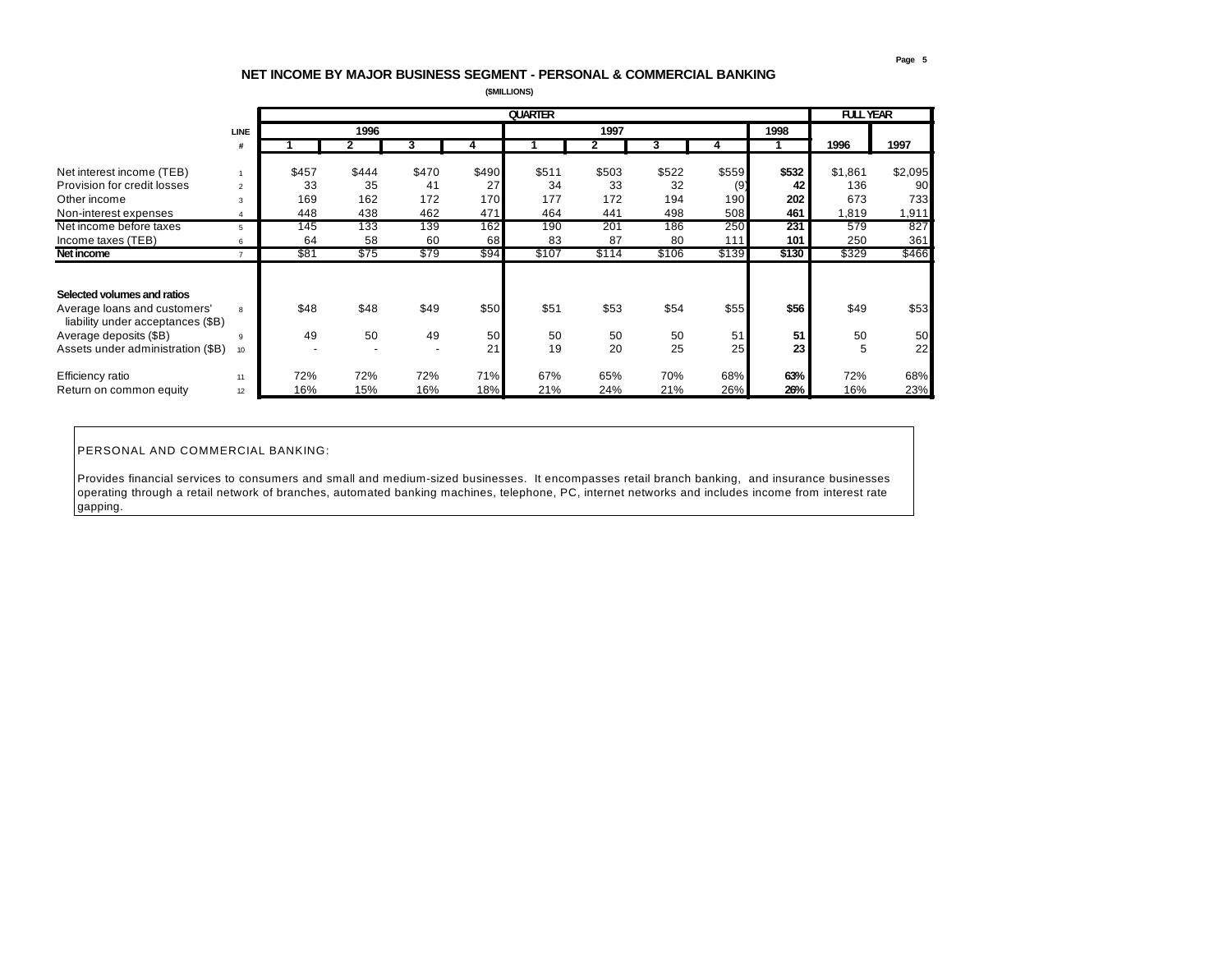## NET INCOME BY MAJOR BUSINESS SEGMENT - PERSONAL & COMMERCIAL BANKING

**($MILLIONS)**

| | LINE | QUARTER | | | | | | | | | FULL YEAR | |
|---|---|---|---|---|---|---|---|---|---|---|---|---|
| | | 1996 | | | | 1997 | | | | 1998 | | |
| | # | 1 | 2 | 3 | 4 | 1 | 2 | 3 | 4 | 1 | 1996 | 1997 |
| Net interest income (TEB) | 1 | $457 | $444 | $470 | $490 | $511 | $503 | $522 | $559 | **$532** | $1,861 | $2,095 |
| Provision for credit losses | 2 | 33 | 35 | 41 | 27 | 34 | 33 | 32 | (9) | **42** | 136 | 90 |
| Other income | 3 | 169 | 162 | 172 | 170 | 177 | 172 | 194 | 190 | **202** | 673 | 733 |
| Non-interest expenses | 4 | 448 | 438 | 462 | 471 | 464 | 441 | 498 | 508 | **461** | 1,819 | 1,911 |
| Net income before taxes | 5 | 145 | 133 | 139 | 162 | 190 | 201 | 186 | 250 | **231** | 579 | 827 |
| Income taxes (TEB) | 6 | 64 | 58 | 60 | 68 | 83 | 87 | 80 | 111 | **101** | 250 | 361 |
| **Net income** | 7 | $81 | $75 | $79 | $94 | $107 | $114 | $106 | $139 | **$130** | $329 | $466 |
| **Selected volumes and ratios** | | | | | | | | | | | | |
| Average loans and customers' liability under acceptances ($B) | 8 | $48 | $48 | $49 | $50 | $51 | $53 | $54 | $55 | **$56** | $49 | $53 |
| Average deposits ($B) | 9 | 49 | 50 | 49 | 50 | 50 | 50 | 50 | 51 | **51** | 50 | 50 |
| Assets under administration ($B) | 10 | - | - | - | 21 | 19 | 20 | 25 | 25 | **23** | 5 | 22 |
| Efficiency ratio | 11 | 72% | 72% | 72% | 71% | 67% | 65% | 70% | 68% | **63%** | 72% | 68% |
| Return on common equity | 12 | 16% | 15% | 16% | 18% | 21% | 24% | 21% | 26% | **26%** | 16% | 23% |

PERSONAL AND COMMERCIAL BANKING:

Provides financial services to consumers and small and medium-sized businesses. It encompasses retail branch banking, and insurance businesses operating through a retail network of branches, automated banking machines, telephone, PC, internet networks and includes income from interest rate gapping.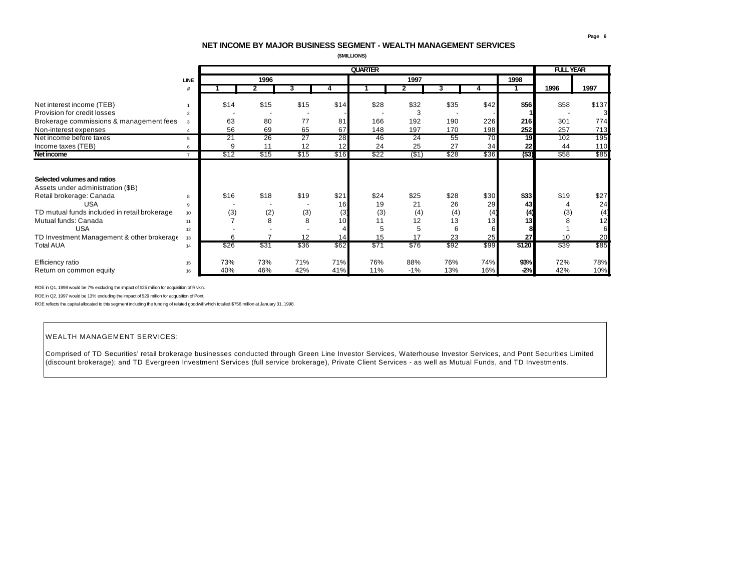## NET INCOME BY MAJOR BUSINESS SEGMENT - WEALTH MANAGEMENT SERVICES

**($MILLIONS)**

| | LINE | QUARTER | | | | | | | | | FULL YEAR | |
|---|---|---|---|---|---|---|---|---|---|---|---|---|
| | | 1996 | | | | 1997 | | | | 1998 | | |
| | # | 1 | 2 | 3 | 4 | 1 | 2 | 3 | 4 | 1 | 1996 | 1997 |
| Net interest income (TEB) | 1 | $14 | $15 | $15 | $14 | $28 | $32 | $35 | $42 | **$56** | $58 | $137 |
| Provision for credit losses | 2 | - | - | - | - | - | 3 | - | - | **1** | - | 3 |
| Brokerage commissions & management fees | 3 | 63 | 80 | 77 | 81 | 166 | 192 | 190 | 226 | **216** | 301 | 774 |
| Non-interest expenses | 4 | 56 | 69 | 65 | 67 | 148 | 197 | 170 | 198 | **252** | 257 | 713 |
| Net income before taxes | 5 | 21 | 26 | 27 | 28 | 46 | 24 | 55 | 70 | **19** | 102 | 195 |
| Income taxes (TEB) | 6 | 9 | 11 | 12 | 12 | 24 | 25 | 27 | 34 | **22** | 44 | 110 |
| **Net income** | 7 | $12 | $15 | $15 | $16 | $22 | ($1) | $28 | $36 | **($3)** | $58 | $85 |
| | | | | | | | | | | | | |
| **Selected volumes and ratios** | | | | | | | | | | | | |
| Assets under administration ($B) | | | | | | | | | | | | |
| Retail brokerage: Canada | 8 | $16 | $18 | $19 | $21 | $24 | $25 | $28 | $30 | **$33** | $19 | $27 |
| USA | 9 | - | - | - | 16 | 19 | 21 | 26 | 29 | **43** | 4 | 24 |
| TD mutual funds included in retail brokerage | 10 | (3) | (2) | (3) | (3) | (3) | (4) | (4) | (4) | **(4)** | (3) | (4) |
| Mutual funds: Canada | 11 | 7 | 8 | 8 | 10 | 11 | 12 | 13 | 13 | **13** | 8 | 12 |
| USA | 12 | - | - | - | 4 | 5 | 5 | 6 | 6 | **8** | 1 | 6 |
| TD Investment Management & other brokerage | 13 | 6 | 7 | 12 | 14 | 15 | 17 | 23 | 25 | **27** | 10 | 20 |
| Total AUA | 14 | $26 | $31 | $36 | $62 | $71 | $76 | $92 | $99 | **$120** | $39 | $85 |
| | | | | | | | | | | | | |
| Efficiency ratio | 15 | 73% | 73% | 71% | 71% | 76% | 88% | 76% | 74% | **93%** | 72% | 78% |
| Return on common equity | 16 | 40% | 46% | 42% | 41% | 11% | -1% | 13% | 16% | **-2%** | 42% | 10% |

ROE in Q1, 1998 would be 7% excluding the impact of $25 million for acquisition of Rivkin.

ROE in Q2, 1997 would be 13% excluding the impact of $29 million for acquisition of Pont.

ROE reflects the capital allocated to this segment including the funding of related goodwill which totalled $756 million at January 31, 1998.

WEALTH MANAGEMENT SERVICES:

Comprised of TD Securities' retail brokerage businesses conducted through Green Line Investor Services, Waterhouse Investor Services, and Pont Securities Limited (discount brokerage); and TD Evergreen Investment Services (full service brokerage), Private Client Services - as well as Mutual Funds, and TD Investments.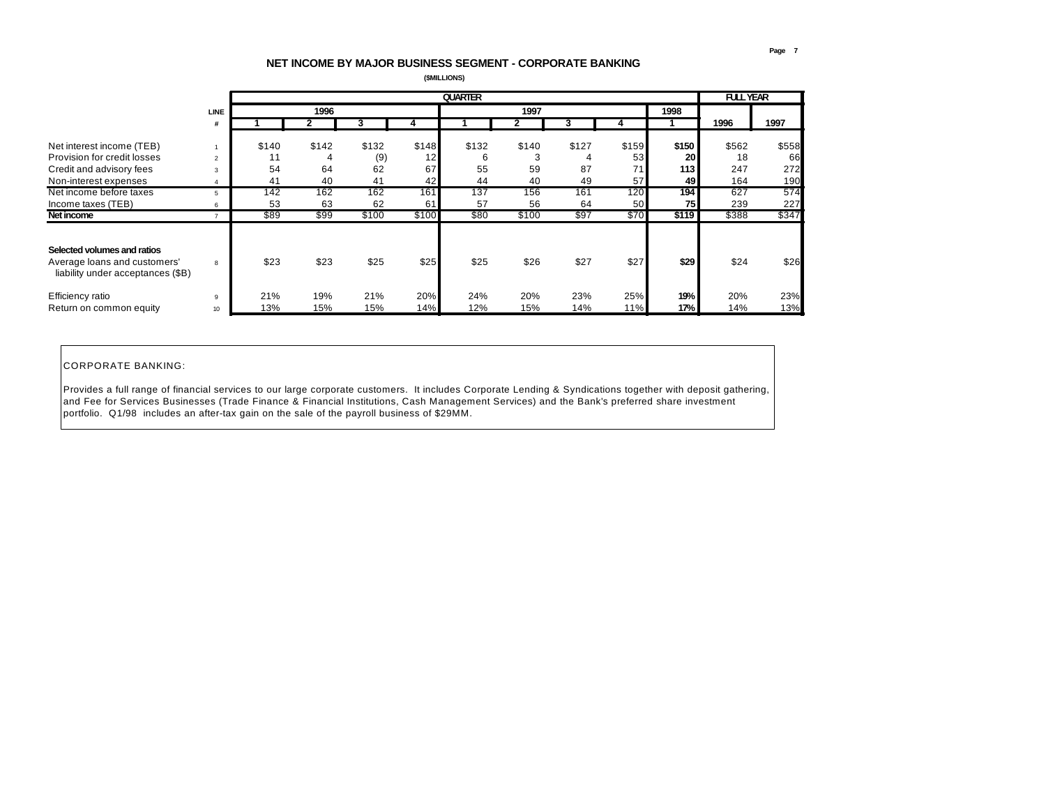# NET INCOME BY MAJOR BUSINESS SEGMENT - CORPORATE BANKING

**($MILLIONS)**

| | LINE | QUARTER | | | | | | | | | FULL YEAR | |
|---|---|---|---|---|---|---|---|---|---|---|---|---|
| | | 1996 | | | | 1997 | | | | 1998 | | |
| | # | 1 | 2 | 3 | 4 | 1 | 2 | 3 | 4 | 1 | 1996 | 1997 |
| Net interest income (TEB) | 1 | $140 | $142 | $132 | $148 | $132 | $140 | $127 | $159 | **$150** | $562 | $558 |
| Provision for credit losses | 2 | 11 | 4 | (9) | 12 | 6 | 3 | 4 | 53 | **20** | 18 | 66 |
| Credit and advisory fees | 3 | 54 | 64 | 62 | 67 | 55 | 59 | 87 | 71 | **113** | 247 | 272 |
| Non-interest expenses | 4 | 41 | 40 | 41 | 42 | 44 | 40 | 49 | 57 | **49** | 164 | 190 |
| Net income before taxes | 5 | 142 | 162 | 162 | 161 | 137 | 156 | 161 | 120 | **194** | 627 | 574 |
| Income taxes (TEB) | 6 | 53 | 63 | 62 | 61 | 57 | 56 | 64 | 50 | **75** | 239 | 227 |
| **Net income** | 7 | $89 | $99 | $100 | $100 | $80 | $100 | $97 | $70 | **$119** | $388 | $347 |
| **Selected volumes and ratios** | | | | | | | | | | | | |
| Average loans and customers' liability under acceptances ($B) | 8 | $23 | $23 | $25 | $25 | $25 | $26 | $27 | $27 | **$29** | $24 | $26 |
| Efficiency ratio | 9 | 21% | 19% | 21% | 20% | 24% | 20% | 23% | 25% | **19%** | 20% | 23% |
| Return on common equity | 10 | 13% | 15% | 15% | 14% | 12% | 15% | 14% | 11% | **17%** | 14% | 13% |

CORPORATE BANKING:

Provides a full range of financial services to our large corporate customers. It includes Corporate Lending & Syndications together with deposit gathering, and Fee for Services Businesses (Trade Finance & Financial Institutions, Cash Management Services) and the Bank's preferred share investment portfolio. Q1/98 includes an after-tax gain on the sale of the payroll business of $29MM.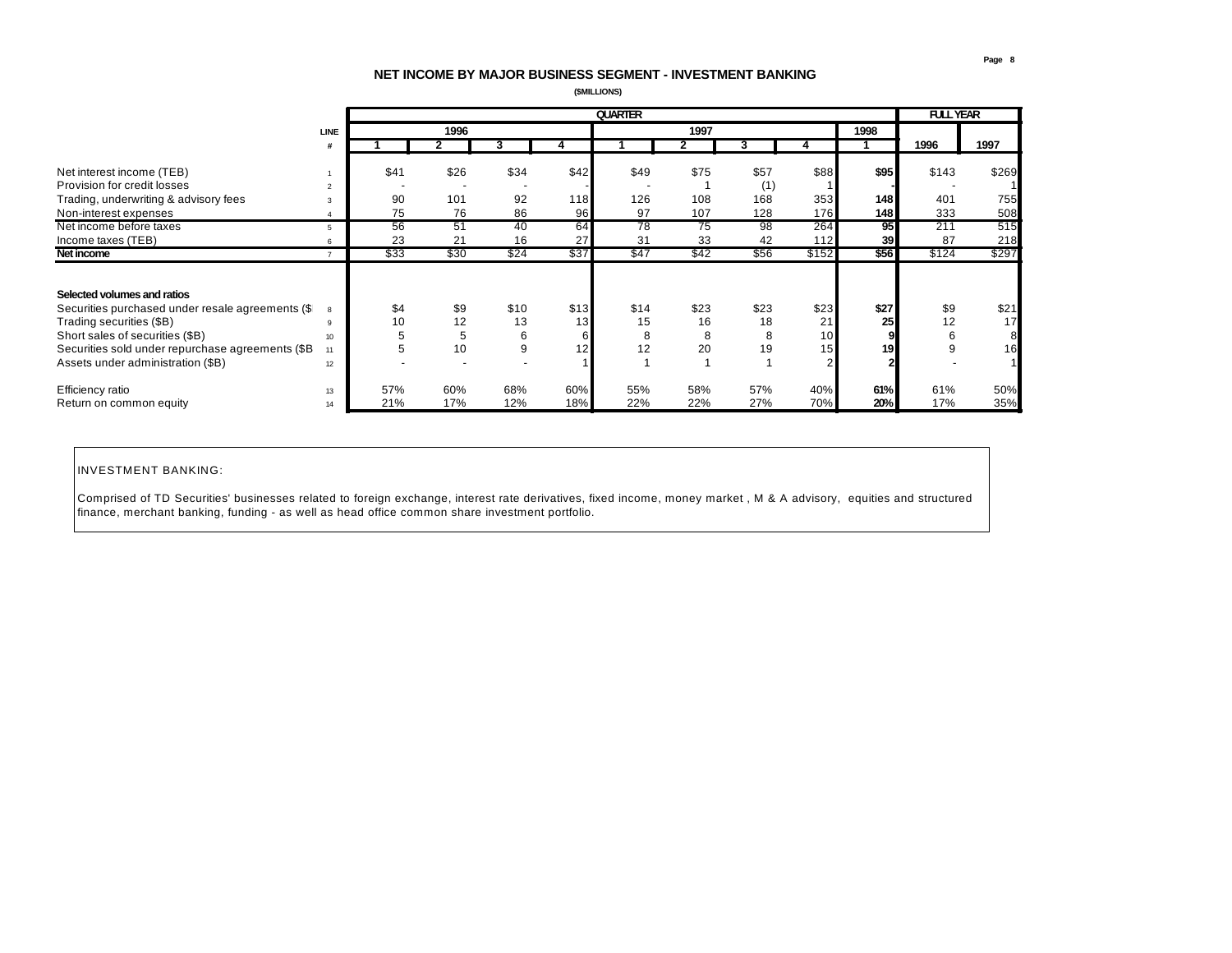## NET INCOME BY MAJOR BUSINESS SEGMENT - INVESTMENT BANKING

**($MILLIONS)**

| | LINE # | QUARTER 1996 Q1 | 1996 Q2 | 1996 Q3 | 1996 Q4 | 1997 Q1 | 1997 Q2 | 1997 Q3 | 1997 Q4 | 1998 Q1 | FULL YEAR 1996 | FULL YEAR 1997 |
|---|---|---|---|---|---|---|---|---|---|---|---|---|
| Net interest income (TEB) | 1 | $41 | $26 | $34 | $42 | $49 | $75 | $57 | $88 | **$95** | $143 | $269 |
| Provision for credit losses | 2 | - | - | - | - | - | 1 | (1) | 1 | **-** | - | 1 |
| Trading, underwriting & advisory fees | 3 | 90 | 101 | 92 | 118 | 126 | 108 | 168 | 353 | **148** | 401 | 755 |
| Non-interest expenses | 4 | 75 | 76 | 86 | 96 | 97 | 107 | 128 | 176 | **148** | 333 | 508 |
| Net income before taxes | 5 | 56 | 51 | 40 | 64 | 78 | 75 | 98 | 264 | **95** | 211 | 515 |
| Income taxes (TEB) | 6 | 23 | 21 | 16 | 27 | 31 | 33 | 42 | 112 | **39** | 87 | 218 |
| **Net income** | 7 | $33 | $30 | $24 | $37 | $47 | $42 | $56 | $152 | **$56** | $124 | $297 |
| | | | | | | | | | | | | |
| **Selected volumes and ratios** | | | | | | | | | | | | |
| Securities purchased under resale agreements ($B) | 8 | $4 | $9 | $10 | $13 | $14 | $23 | $23 | $23 | **$27** | $9 | $21 |
| Trading securities ($B) | 9 | 10 | 12 | 13 | 13 | 15 | 16 | 18 | 21 | **25** | 12 | 17 |
| Short sales of securities ($B) | 10 | 5 | 5 | 6 | 6 | 8 | 8 | 8 | 10 | **9** | 6 | 8 |
| Securities sold under repurchase agreements ($B) | 11 | 5 | 10 | 9 | 12 | 12 | 20 | 19 | 15 | **19** | 9 | 16 |
| Assets under administration ($B) | 12 | - | - | - | 1 | 1 | 1 | 1 | 2 | **2** | - | 1 |
| | | | | | | | | | | | | |
| Efficiency ratio | 13 | 57% | 60% | 68% | 60% | 55% | 58% | 57% | 40% | **61%** | 61% | 50% |
| Return on common equity | 14 | 21% | 17% | 12% | 18% | 22% | 22% | 27% | 70% | **20%** | 17% | 35% |

INVESTMENT BANKING:

Comprised of TD Securities' businesses related to foreign exchange, interest rate derivatives, fixed income, money market , M & A advisory, equities and structured finance, merchant banking, funding - as well as head office common share investment portfolio.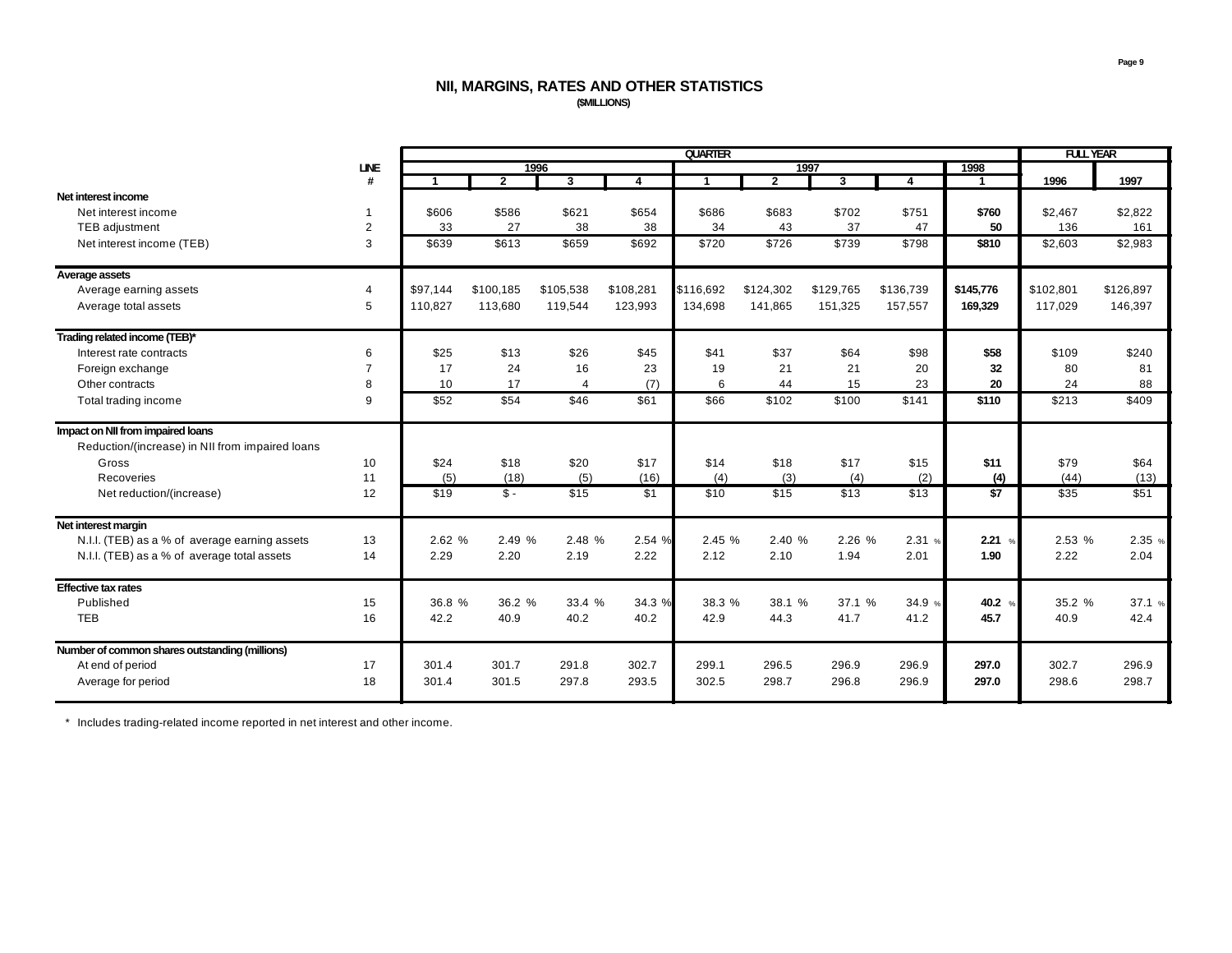## NII, MARGINS, RATES AND OTHER STATISTICS

**($MILLIONS)**

| | LINE # | QUARTER 1996 1 | 1996 2 | 1996 3 | 1996 4 | 1997 1 | 1997 2 | 1997 3 | 1997 4 | 1998 1 | FULL YEAR 1996 | FULL YEAR 1997 |
|---|---|---|---|---|---|---|---|---|---|---|---|---|
| **Net interest income** | | | | | | | | | | | | |
| Net interest income | 1 | $606 | $586 | $621 | $654 | $686 | $683 | $702 | $751 | **$760** | $2,467 | $2,822 |
| TEB adjustment | 2 | 33 | 27 | 38 | 38 | 34 | 43 | 37 | 47 | **50** | 136 | 161 |
| Net interest income (TEB) | 3 | $639 | $613 | $659 | $692 | $720 | $726 | $739 | $798 | **$810** | $2,603 | $2,983 |
| **Average assets** | | | | | | | | | | | | |
| Average earning assets | 4 | $97,144 | $100,185 | $105,538 | $108,281 | $116,692 | $124,302 | $129,765 | $136,739 | **$145,776** | $102,801 | $126,897 |
| Average total assets | 5 | 110,827 | 113,680 | 119,544 | 123,993 | 134,698 | 141,865 | 151,325 | 157,557 | **169,329** | 117,029 | 146,397 |
| **Trading related income (TEB)*** | | | | | | | | | | | | |
| Interest rate contracts | 6 | $25 | $13 | $26 | $45 | $41 | $37 | $64 | $98 | **$58** | $109 | $240 |
| Foreign exchange | 7 | 17 | 24 | 16 | 23 | 19 | 21 | 21 | 20 | **32** | 80 | 81 |
| Other contracts | 8 | 10 | 17 | 4 | (7) | 6 | 44 | 15 | 23 | **20** | 24 | 88 |
| Total trading income | 9 | $52 | $54 | $46 | $61 | $66 | $102 | $100 | $141 | **$110** | $213 | $409 |
| **Impact on NII from impaired loans** | | | | | | | | | | | | |
| Reduction/(increase) in NII from impaired loans | | | | | | | | | | | | |
| Gross | 10 | $24 | $18 | $20 | $17 | $14 | $18 | $17 | $15 | **$11** | $79 | $64 |
| Recoveries | 11 | (5) | (18) | (5) | (16) | (4) | (3) | (4) | (2) | **(4)** | (44) | (13) |
| Net reduction/(increase) | 12 | $19 | $ - | $15 | $1 | $10 | $15 | $13 | $13 | **$7** | $35 | $51 |
| **Net interest margin** | | | | | | | | | | | | |
| N.I.I. (TEB) as a % of average earning assets | 13 | 2.62 % | 2.49 % | 2.48 % | 2.54 % | 2.45 % | 2.40 % | 2.26 % | 2.31 % | **2.21** % | 2.53 % | 2.35 % |
| N.I.I. (TEB) as a % of average total assets | 14 | 2.29 | 2.20 | 2.19 | 2.22 | 2.12 | 2.10 | 1.94 | 2.01 | **1.90** | 2.22 | 2.04 |
| **Effective tax rates** | | | | | | | | | | | | |
| Published | 15 | 36.8 % | 36.2 % | 33.4 % | 34.3 % | 38.3 % | 38.1 % | 37.1 % | 34.9 % | **40.2** % | 35.2 % | 37.1 % |
| TEB | 16 | 42.2 | 40.9 | 40.2 | 40.2 | 42.9 | 44.3 | 41.7 | 41.2 | **45.7** | 40.9 | 42.4 |
| **Number of common shares outstanding (millions)** | | | | | | | | | | | | |
| At end of period | 17 | 301.4 | 301.7 | 291.8 | 302.7 | 299.1 | 296.5 | 296.9 | 296.9 | **297.0** | 302.7 | 296.9 |
| Average for period | 18 | 301.4 | 301.5 | 297.8 | 293.5 | 302.5 | 298.7 | 296.8 | 296.9 | **297.0** | 298.6 | 298.7 |

\* Includes trading-related income reported in net interest and other income.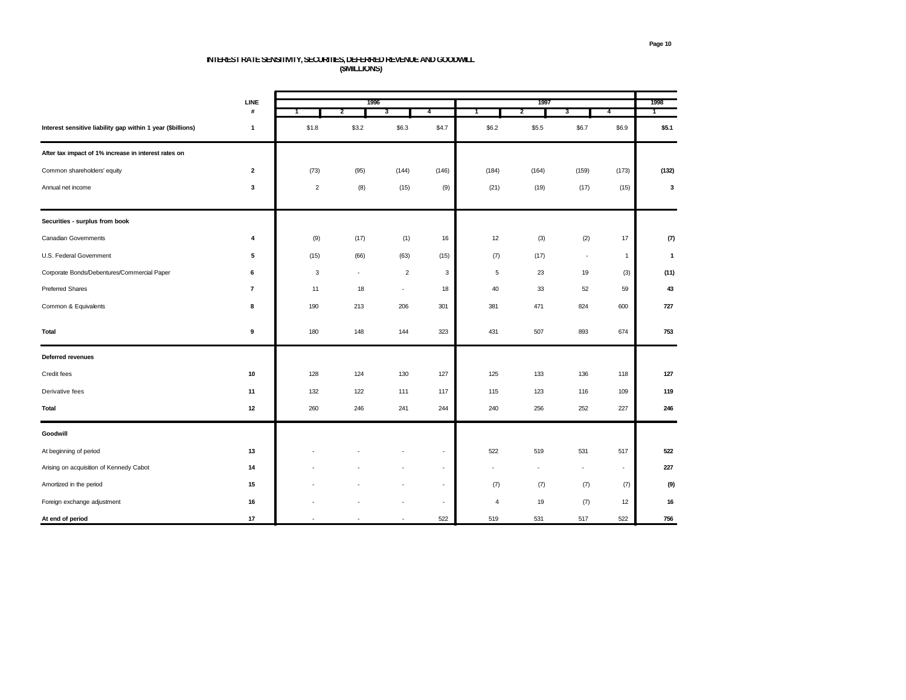## INTEREST RATE SENSITIVITY, SECURITIES, DEFERRED REVENUE AND GOODWILL
### ($MILLIONS)

| | LINE | 1996 | | | | 1997 | | | | 1998 |
|---|---|---|---|---|---|---|---|---|---|---|
| | # | 1 | 2 | 3 | 4 | 1 | 2 | 3 | 4 | 1 |
| **Interest sensitive liability gap within 1 year ($billions)** | **1** | $1.8 | $3.2 | $6.3 | $4.7 | $6.2 | $5.5 | $6.7 | $6.9 | **$5.1** |
| **After tax impact of 1% increase in interest rates on** | | | | | | | | | | |
| Common shareholders' equity | **2** | (73) | (95) | (144) | (146) | (184) | (164) | (159) | (173) | **(132)** |
| Annual net income | **3** | 2 | (8) | (15) | (9) | (21) | (19) | (17) | (15) | **3** |
| **Securities - surplus from book** | | | | | | | | | | |
| Canadian Governments | **4** | (9) | (17) | (1) | 16 | 12 | (3) | (2) | 17 | **(7)** |
| U.S. Federal Government | **5** | (15) | (66) | (63) | (15) | (7) | (17) | - | 1 | **1** |
| Corporate Bonds/Debentures/Commercial Paper | **6** | 3 | - | 2 | 3 | 5 | 23 | 19 | (3) | **(11)** |
| Preferred Shares | **7** | 11 | 18 | - | 18 | 40 | 33 | 52 | 59 | **43** |
| Common & Equivalents | **8** | 190 | 213 | 206 | 301 | 381 | 471 | 824 | 600 | **727** |
| **Total** | **9** | 180 | 148 | 144 | 323 | 431 | 507 | 893 | 674 | **753** |
| **Deferred revenues** | | | | | | | | | | |
| Credit fees | **10** | 128 | 124 | 130 | 127 | 125 | 133 | 136 | 118 | **127** |
| Derivative fees | **11** | 132 | 122 | 111 | 117 | 115 | 123 | 116 | 109 | **119** |
| **Total** | **12** | 260 | 246 | 241 | 244 | 240 | 256 | 252 | 227 | **246** |
| **Goodwill** | | | | | | | | | | |
| At beginning of period | **13** | - | - | - | - | 522 | 519 | 531 | 517 | **522** |
| Arising on acquisition of Kennedy Cabot | **14** | - | - | - | - | - | - | - | - | **227** |
| Amortized in the period | **15** | - | - | - | - | (7) | (7) | (7) | (7) | **(9)** |
| Foreign exchange adjustment | **16** | - | - | - | - | 4 | 19 | (7) | 12 | **16** |
| **At end of period** | **17** | - | - | - | 522 | 519 | 531 | 517 | 522 | **756** |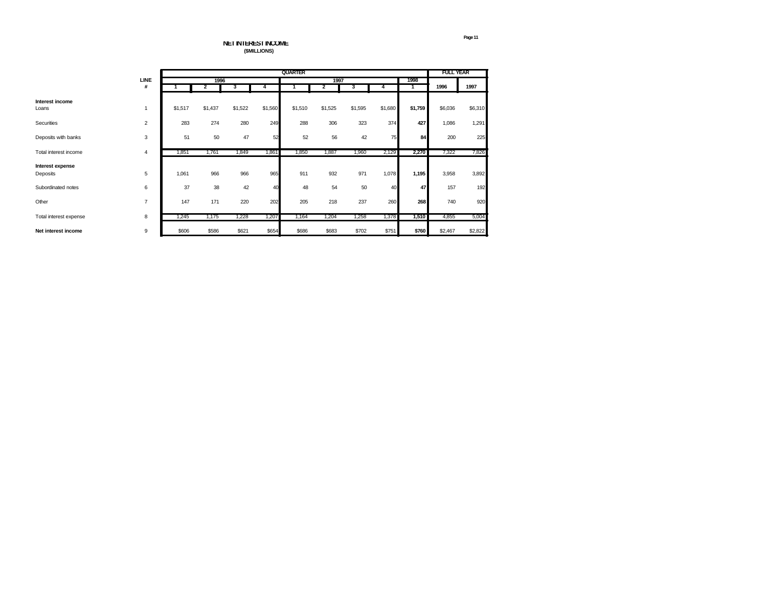# NET INTEREST INCOME
**($MILLIONS)**

| | LINE # | QUARTER 1996 1 | 1996 2 | 1996 3 | 1996 4 | 1997 1 | 1997 2 | 1997 3 | 1997 4 | 1998 1 | FULL YEAR 1996 | FULL YEAR 1997 |
|---|---|---|---|---|---|---|---|---|---|---|---|---|
| **Interest income** | | | | | | | | | | | | |
| Loans | 1 | $1,517 | $1,437 | $1,522 | $1,560 | $1,510 | $1,525 | $1,595 | $1,680 | **$1,759** | $6,036 | $6,310 |
| Securities | 2 | 283 | 274 | 280 | 249 | 288 | 306 | 323 | 374 | **427** | 1,086 | 1,291 |
| Deposits with banks | 3 | 51 | 50 | 47 | 52 | 52 | 56 | 42 | 75 | **84** | 200 | 225 |
| Total interest income | 4 | 1,851 | 1,761 | 1,849 | 1,861 | 1,850 | 1,887 | 1,960 | 2,129 | **2,270** | 7,322 | 7,826 |
| **Interest expense** | | | | | | | | | | | | |
| Deposits | 5 | 1,061 | 966 | 966 | 965 | 911 | 932 | 971 | 1,078 | **1,195** | 3,958 | 3,892 |
| Subordinated notes | 6 | 37 | 38 | 42 | 40 | 48 | 54 | 50 | 40 | **47** | 157 | 192 |
| Other | 7 | 147 | 171 | 220 | 202 | 205 | 218 | 237 | 260 | **268** | 740 | 920 |
| Total interest expense | 8 | 1,245 | 1,175 | 1,228 | 1,207 | 1,164 | 1,204 | 1,258 | 1,378 | **1,510** | 4,855 | 5,004 |
| **Net interest income** | 9 | $606 | $586 | $621 | $654 | $686 | $683 | $702 | $751 | **$760** | $2,467 | $2,822 |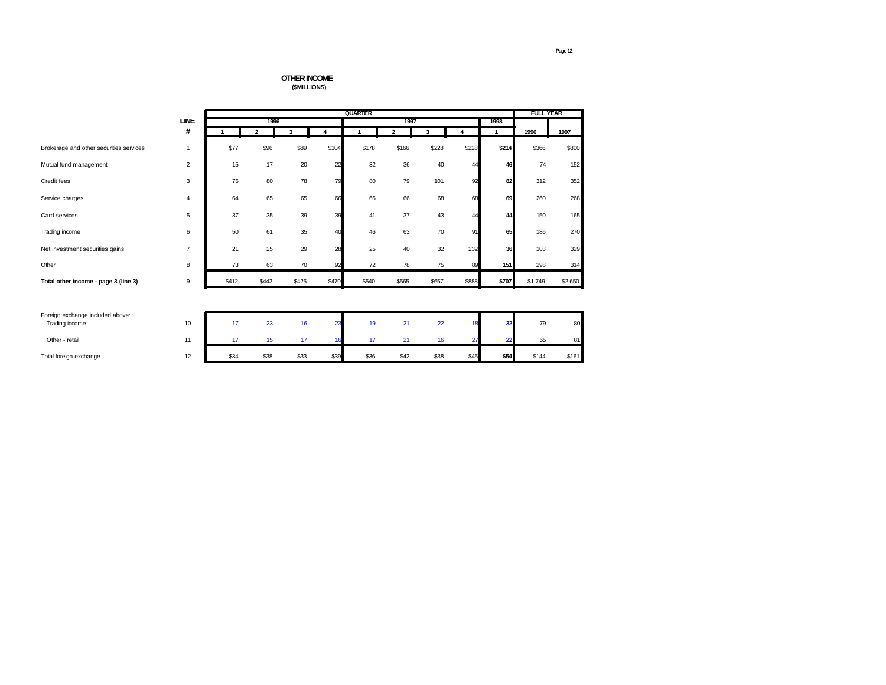# OTHER INCOME
**($MILLIONS)**

| | LINE # | QUARTER 1996 Q1 | 1996 Q2 | 1996 Q3 | 1996 Q4 | 1997 Q1 | 1997 Q2 | 1997 Q3 | 1997 Q4 | 1998 Q1 | FULL YEAR 1996 | FULL YEAR 1997 |
|---|---|---|---|---|---|---|---|---|---|---|---|---|
| Brokerage and other securities services | 1 | $77 | $96 | $89 | $104 | $178 | $166 | $228 | $228 | **$214** | $366 | $800 |
| Mutual fund management | 2 | 15 | 17 | 20 | 22 | 32 | 36 | 40 | 44 | **46** | 74 | 152 |
| Credit fees | 3 | 75 | 80 | 78 | 79 | 80 | 79 | 101 | 92 | **82** | 312 | 352 |
| Service charges | 4 | 64 | 65 | 65 | 66 | 66 | 66 | 68 | 68 | **69** | 260 | 268 |
| Card services | 5 | 37 | 35 | 39 | 39 | 41 | 37 | 43 | 44 | **44** | 150 | 165 |
| Trading income | 6 | 50 | 61 | 35 | 40 | 46 | 63 | 70 | 91 | **65** | 186 | 270 |
| Net investment securities gains | 7 | 21 | 25 | 29 | 28 | 25 | 40 | 32 | 232 | **36** | 103 | 329 |
| Other | 8 | 73 | 63 | 70 | 92 | 72 | 78 | 75 | 89 | **151** | 298 | 314 |
| **Total other income - page 3 (line 3)** | 9 | $412 | $442 | $425 | $470 | $540 | $565 | $657 | $888 | **$707** | $1,749 | $2,650 |
| Foreign exchange included above: | | | | | | | | | | | | |
| Trading income | 10 | 17 | 23 | 16 | 23 | 19 | 21 | 22 | 18 | **32** | 79 | 80 |
| Other - retail | 11 | 17 | 15 | 17 | 16 | 17 | 21 | 16 | 27 | **22** | 65 | 81 |
| Total foreign exchange | 12 | $34 | $38 | $33 | $39 | $36 | $42 | $38 | $45 | **$54** | $144 | $161 |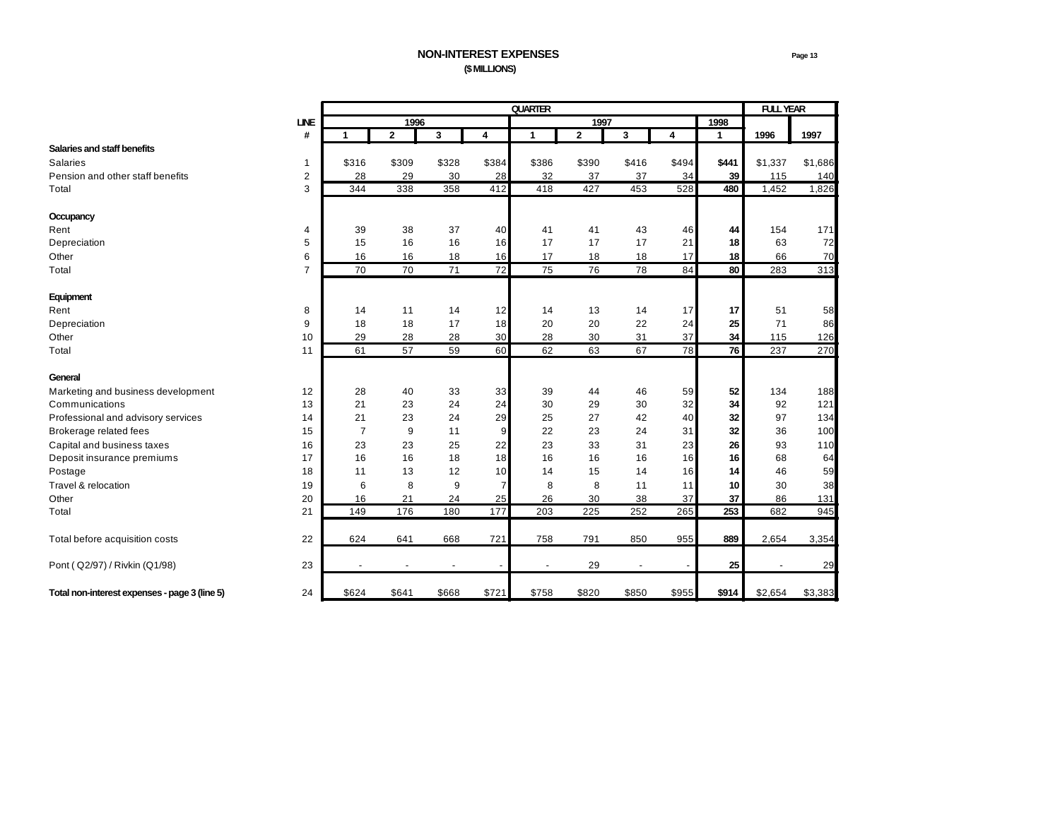# NON-INTEREST EXPENSES

**($ MILLIONS)**

| | LINE | QUARTER | | | | | | | | | FULL YEAR | |
|---|---|---|---|---|---|---|---|---|---|---|---|---|
| | | 1996 | | | | 1997 | | | | 1998 | | |
| | # | 1 | 2 | 3 | 4 | 1 | 2 | 3 | 4 | 1 | 1996 | 1997 |
| **Salaries and staff benefits** | | | | | | | | | | | | |
| Salaries | 1 | $316 | $309 | $328 | $384 | $386 | $390 | $416 | $494 | **$441** | $1,337 | $1,686 |
| Pension and other staff benefits | 2 | 28 | 29 | 30 | 28 | 32 | 37 | 37 | 34 | **39** | 115 | 140 |
| Total | 3 | 344 | 338 | 358 | 412 | 418 | 427 | 453 | 528 | **480** | 1,452 | 1,826 |
| **Occupancy** | | | | | | | | | | | | |
| Rent | 4 | 39 | 38 | 37 | 40 | 41 | 41 | 43 | 46 | **44** | 154 | 171 |
| Depreciation | 5 | 15 | 16 | 16 | 16 | 17 | 17 | 17 | 21 | **18** | 63 | 72 |
| Other | 6 | 16 | 16 | 18 | 16 | 17 | 18 | 18 | 17 | **18** | 66 | 70 |
| Total | 7 | 70 | 70 | 71 | 72 | 75 | 76 | 78 | 84 | **80** | 283 | 313 |
| **Equipment** | | | | | | | | | | | | |
| Rent | 8 | 14 | 11 | 14 | 12 | 14 | 13 | 14 | 17 | **17** | 51 | 58 |
| Depreciation | 9 | 18 | 18 | 17 | 18 | 20 | 20 | 22 | 24 | **25** | 71 | 86 |
| Other | 10 | 29 | 28 | 28 | 30 | 28 | 30 | 31 | 37 | **34** | 115 | 126 |
| Total | 11 | 61 | 57 | 59 | 60 | 62 | 63 | 67 | 78 | **76** | 237 | 270 |
| **General** | | | | | | | | | | | | |
| Marketing and business development | 12 | 28 | 40 | 33 | 33 | 39 | 44 | 46 | 59 | **52** | 134 | 188 |
| Communications | 13 | 21 | 23 | 24 | 24 | 30 | 29 | 30 | 32 | **34** | 92 | 121 |
| Professional and advisory services | 14 | 21 | 23 | 24 | 29 | 25 | 27 | 42 | 40 | **32** | 97 | 134 |
| Brokerage related fees | 15 | 7 | 9 | 11 | 9 | 22 | 23 | 24 | 31 | **32** | 36 | 100 |
| Capital and business taxes | 16 | 23 | 23 | 25 | 22 | 23 | 33 | 31 | 23 | **26** | 93 | 110 |
| Deposit insurance premiums | 17 | 16 | 16 | 18 | 18 | 16 | 16 | 16 | 16 | **16** | 68 | 64 |
| Postage | 18 | 11 | 13 | 12 | 10 | 14 | 15 | 14 | 16 | **14** | 46 | 59 |
| Travel & relocation | 19 | 6 | 8 | 9 | 7 | 8 | 8 | 11 | 11 | **10** | 30 | 38 |
| Other | 20 | 16 | 21 | 24 | 25 | 26 | 30 | 38 | 37 | **37** | 86 | 131 |
| Total | 21 | 149 | 176 | 180 | 177 | 203 | 225 | 252 | 265 | **253** | 682 | 945 |
| Total before acquisition costs | 22 | 624 | 641 | 668 | 721 | 758 | 791 | 850 | 955 | **889** | 2,654 | 3,354 |
| Pont ( Q2/97) / Rivkin (Q1/98) | 23 | - | - | - | - | - | 29 | - | - | **25** | - | 29 |
| **Total non-interest expenses - page 3 (line 5)** | 24 | $624 | $641 | $668 | $721 | $758 | $820 | $850 | $955 | **$914** | $2,654 | $3,383 |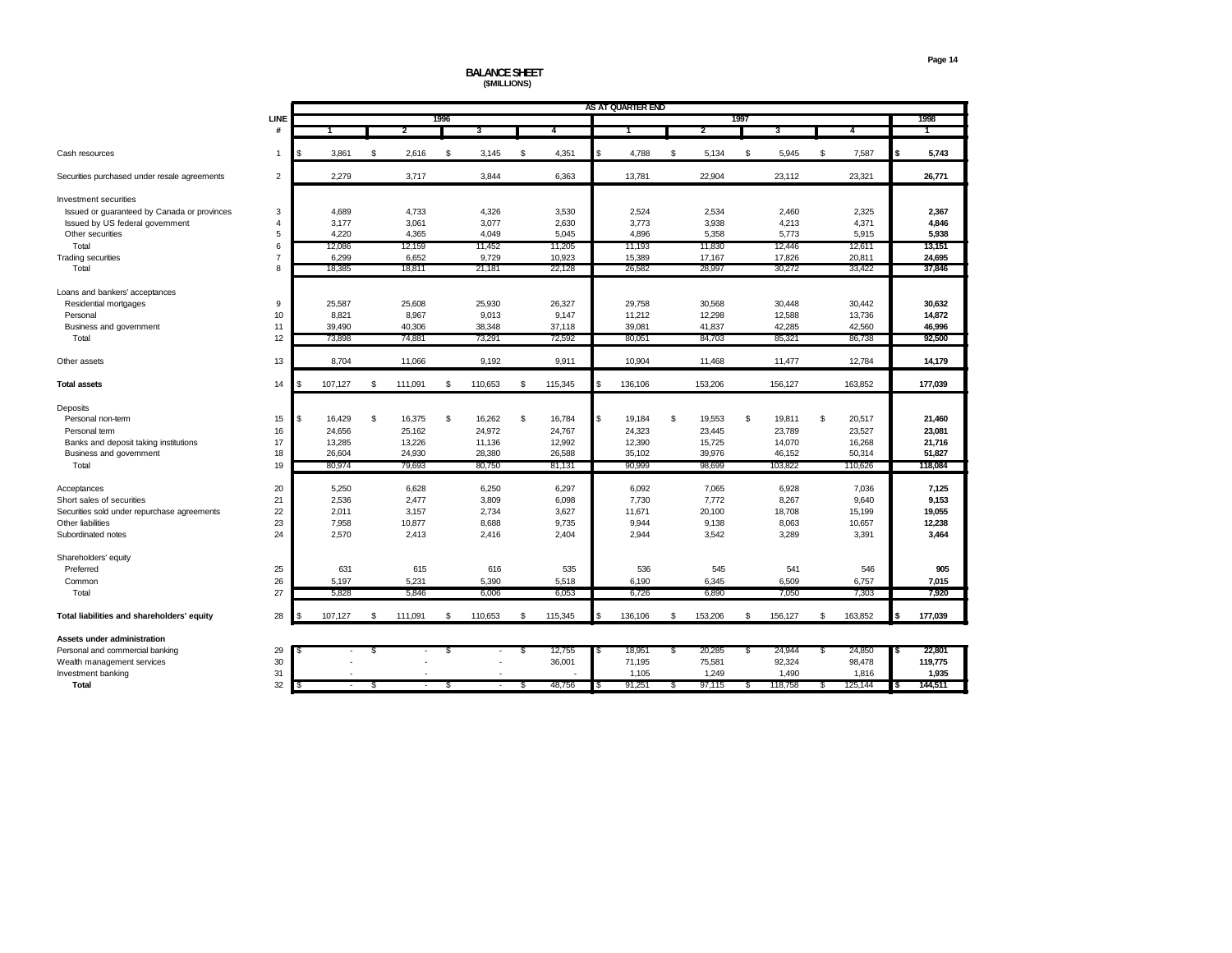# BALANCE SHEET
**($MILLIONS)**

| | LINE # | 1996 Q1 | 1996 Q2 | 1996 Q3 | 1996 Q4 | 1997 Q1 | 1997 Q2 | 1997 Q3 | 1997 Q4 | 1998 Q1 |
|---|---|---|---|---|---|---|---|---|---|---|
| | | **AS AT QUARTER END** | | | | | | | | |
| Cash resources | 1 | $ 3,861 | $ 2,616 | $ 3,145 | $ 4,351 | $ 4,788 | $ 5,134 | $ 5,945 | $ 7,587 | **$ 5,743** |
| Securities purchased under resale agreements | 2 | 2,279 | 3,717 | 3,844 | 6,363 | 13,781 | 22,904 | 23,112 | 23,321 | **26,771** |
| Investment securities | | | | | | | | | | |
| Issued or guaranteed by Canada or provinces | 3 | 4,689 | 4,733 | 4,326 | 3,530 | 2,524 | 2,534 | 2,460 | 2,325 | **2,367** |
| Issued by US federal government | 4 | 3,177 | 3,061 | 3,077 | 2,630 | 3,773 | 3,938 | 4,213 | 4,371 | **4,846** |
| Other securities | 5 | 4,220 | 4,365 | 4,049 | 5,045 | 4,896 | 5,358 | 5,773 | 5,915 | **5,938** |
| Total | 6 | 12,086 | 12,159 | 11,452 | 11,205 | 11,193 | 11,830 | 12,446 | 12,611 | **13,151** |
| Trading securities | 7 | 6,299 | 6,652 | 9,729 | 10,923 | 15,389 | 17,167 | 17,826 | 20,811 | **24,695** |
| Total | 8 | 18,385 | 18,811 | 21,181 | 22,128 | 26,582 | 28,997 | 30,272 | 33,422 | **37,846** |
| Loans and bankers' acceptances | | | | | | | | | | |
| Residential mortgages | 9 | 25,587 | 25,608 | 25,930 | 26,327 | 29,758 | 30,568 | 30,448 | 30,442 | **30,632** |
| Personal | 10 | 8,821 | 8,967 | 9,013 | 9,147 | 11,212 | 12,298 | 12,588 | 13,736 | **14,872** |
| Business and government | 11 | 39,490 | 40,306 | 38,348 | 37,118 | 39,081 | 41,837 | 42,285 | 42,560 | **46,996** |
| Total | 12 | 73,898 | 74,881 | 73,291 | 72,592 | 80,051 | 84,703 | 85,321 | 86,738 | **92,500** |
| Other assets | 13 | 8,704 | 11,066 | 9,192 | 9,911 | 10,904 | 11,468 | 11,477 | 12,784 | **14,179** |
| **Total assets** | 14 | $ 107,127 | $ 111,091 | $ 110,653 | $ 115,345 | $ 136,106 | 153,206 | 156,127 | 163,852 | **177,039** |
| Deposits | | | | | | | | | | |
| Personal non-term | 15 | $ 16,429 | $ 16,375 | $ 16,262 | $ 16,784 | $ 19,184 | $ 19,553 | $ 19,811 | $ 20,517 | **21,460** |
| Personal term | 16 | 24,656 | 25,162 | 24,972 | 24,767 | 24,323 | 23,445 | 23,789 | 23,527 | **23,081** |
| Banks and deposit taking institutions | 17 | 13,285 | 13,226 | 11,136 | 12,992 | 12,390 | 15,725 | 14,070 | 16,268 | **21,716** |
| Business and government | 18 | 26,604 | 24,930 | 28,380 | 26,588 | 35,102 | 39,976 | 46,152 | 50,314 | **51,827** |
| Total | 19 | 80,974 | 79,693 | 80,750 | 81,131 | 90,999 | 98,699 | 103,822 | 110,626 | **118,084** |
| Acceptances | 20 | 5,250 | 6,628 | 6,250 | 6,297 | 6,092 | 7,065 | 6,928 | 7,036 | **7,125** |
| Short sales of securities | 21 | 2,536 | 2,477 | 3,809 | 6,098 | 7,730 | 7,772 | 8,267 | 9,640 | **9,153** |
| Securities sold under repurchase agreements | 22 | 2,011 | 3,157 | 2,734 | 3,627 | 11,671 | 20,100 | 18,708 | 15,199 | **19,055** |
| Other liabilities | 23 | 7,958 | 10,877 | 8,688 | 9,735 | 9,944 | 9,138 | 8,063 | 10,657 | **12,238** |
| Subordinated notes | 24 | 2,570 | 2,413 | 2,416 | 2,404 | 2,944 | 3,542 | 3,289 | 3,391 | **3,464** |
| Shareholders' equity | | | | | | | | | | |
| Preferred | 25 | 631 | 615 | 616 | 535 | 536 | 545 | 541 | 546 | **905** |
| Common | 26 | 5,197 | 5,231 | 5,390 | 5,518 | 6,190 | 6,345 | 6,509 | 6,757 | **7,015** |
| Total | 27 | 5,828 | 5,846 | 6,006 | 6,053 | 6,726 | 6,890 | 7,050 | 7,303 | **7,920** |
| **Total liabilities and shareholders' equity** | 28 | $ 107,127 | $ 111,091 | $ 110,653 | $ 115,345 | $ 136,106 | $ 153,206 | $ 156,127 | $ 163,852 | **$ 177,039** |
| **Assets under administration** | | | | | | | | | | |
| Personal and commercial banking | 29 | $ - | $ - | $ - | $ 12,755 | $ 18,951 | $ 20,285 | $ 24,944 | $ 24,850 | **$ 22,801** |
| Wealth management services | 30 | - | - | - | 36,001 | 71,195 | 75,581 | 92,324 | 98,478 | **119,775** |
| Investment banking | 31 | - | - | - | - | 1,105 | 1,249 | 1,490 | 1,816 | **1,935** |
| **Total** | 32 | $ - | $ - | $ - | $ 48,756 | $ 91,251 | $ 97,115 | $ 118,758 | $ 125,144 | **$ 144,511** |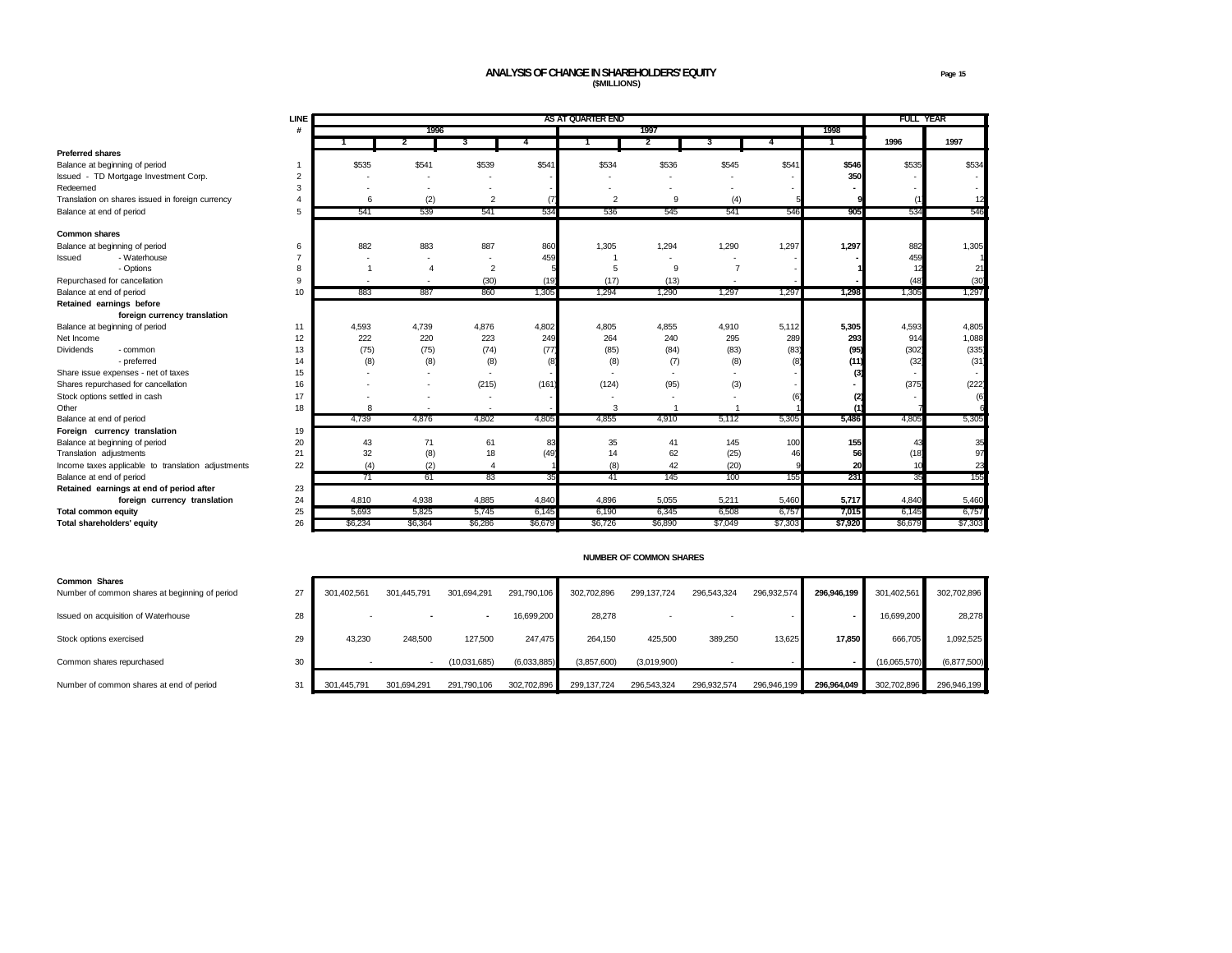# ANALYSIS OF CHANGE IN SHAREHOLDERS' EQUITY
**($MILLIONS)**

| | LINE # | AS AT QUARTER END | | | | | | | | | FULL YEAR | |
|---|---|---|---|---|---|---|---|---|---|---|---|---|
| | | 1996 | | | | 1997 | | | | 1998 | | |
| | | 1 | 2 | 3 | 4 | 1 | 2 | 3 | 4 | 1 | 1996 | 1997 |
| **Preferred shares** | | | | | | | | | | | | |
| Balance at beginning of period | 1 | $535 | $541 | $539 | $541 | $534 | $536 | $545 | $541 | **$546** | $535 | $534 |
| Issued - TD Mortgage Investment Corp. | 2 | - | - | - | - | - | - | - | - | **350** | - | - |
| Redeemed | 3 | - | - | - | - | - | - | - | - | **-** | - | - |
| Translation on shares issued in foreign currency | 4 | 6 | (2) | 2 | (7) | 2 | 9 | (4) | 5 | **9** | (1) | 12 |
| Balance at end of period | 5 | 541 | 539 | 541 | 534 | 536 | 545 | 541 | 546 | **905** | 534 | 546 |
| **Common shares** | | | | | | | | | | | | |
| Balance at beginning of period | 6 | 882 | 883 | 887 | 860 | 1,305 | 1,294 | 1,290 | 1,297 | **1,297** | 882 | 1,305 |
| Issued - Waterhouse | 7 | - | - | - | 459 | 1 | - | - | - | **-** | 459 | 1 |
| - Options | 8 | 1 | 4 | 2 | 5 | 5 | 9 | 7 | - | **1** | 12 | 21 |
| Repurchased for cancellation | 9 | - | - | (30) | (19) | (17) | (13) | - | - | **-** | (48) | (30) |
| Balance at end of period | 10 | 883 | 887 | 860 | 1,305 | 1,294 | 1,290 | 1,297 | 1,297 | **1,298** | 1,305 | 1,297 |
| **Retained earnings before foreign currency translation** | | | | | | | | | | | | |
| Balance at beginning of period | 11 | 4,593 | 4,739 | 4,876 | 4,802 | 4,805 | 4,855 | 4,910 | 5,112 | **5,305** | 4,593 | 4,805 |
| Net Income | 12 | 222 | 220 | 223 | 249 | 264 | 240 | 295 | 289 | **293** | 914 | 1,088 |
| Dividends - common | 13 | (75) | (75) | (74) | (77) | (85) | (84) | (83) | (83) | **(95)** | (302) | (335) |
| - preferred | 14 | (8) | (8) | (8) | (8) | (8) | (7) | (8) | (8) | **(11)** | (32) | (31) |
| Share issue expenses - net of taxes | 15 | - | - | - | - | - | - | - | - | **(3)** | - | - |
| Shares repurchased for cancellation | 16 | - | - | (215) | (161) | (124) | (95) | (3) | - | **-** | (375) | (222) |
| Stock options settled in cash | 17 | - | - | - | - | - | - | - | (6) | **(2)** | - | (6) |
| Other | 18 | 8 | - | - | - | 3 | 1 | 1 | 1 | **(1)** | 7 | 6 |
| Balance at end of period | | 4,739 | 4,876 | 4,802 | 4,805 | 4,855 | 4,910 | 5,112 | 5,305 | **5,486** | 4,805 | 5,305 |
| **Foreign currency translation** | 19 | | | | | | | | | | | |
| Balance at beginning of period | 20 | 43 | 71 | 61 | 83 | 35 | 41 | 145 | 100 | **155** | 43 | 35 |
| Translation adjustments | 21 | 32 | (8) | 18 | (49) | 14 | 62 | (25) | 46 | **56** | (18) | 97 |
| Income taxes applicable to translation adjustments | 22 | (4) | (2) | 4 | 1 | (8) | 42 | (20) | 9 | **20** | 10 | 23 |
| Balance at end of period | | 71 | 61 | 83 | 35 | 41 | 145 | 100 | 155 | **231** | 35 | 155 |
| **Retained earnings at end of period after** | 23 | | | | | | | | | | | |
| **foreign currency translation** | 24 | 4,810 | 4,938 | 4,885 | 4,840 | 4,896 | 5,055 | 5,211 | 5,460 | **5,717** | 4,840 | 5,460 |
| **Total common equity** | 25 | 5,693 | 5,825 | 5,745 | 6,145 | 6,190 | 6,345 | 6,508 | 6,757 | **7,015** | 6,145 | 6,757 |
| **Total shareholders' equity** | 26 | $6,234 | $6,364 | $6,286 | $6,679 | $6,726 | $6,890 | $7,049 | $7,303 | **$7,920** | $6,679 | $7,303 |

## NUMBER OF COMMON SHARES

| **Common Shares** | | | | | | | | | | | | |
|---|---|---|---|---|---|---|---|---|---|---|---|---|
| Number of common shares at beginning of period | 27 | 301,402,561 | 301,445,791 | 301,694,291 | 291,790,106 | 302,702,896 | 299,137,724 | 296,543,324 | 296,932,574 | **296,946,199** | 301,402,561 | 302,702,896 |
| Issued on acquisition of Waterhouse | 28 | - | - | - | 16,699,200 | 28,278 | - | - | - | **-** | 16,699,200 | 28,278 |
| Stock options exercised | 29 | 43,230 | 248,500 | 127,500 | 247,475 | 264,150 | 425,500 | 389,250 | 13,625 | **17,850** | 666,705 | 1,092,525 |
| Common shares repurchased | 30 | - | - | (10,031,685) | (6,033,885) | (3,857,600) | (3,019,900) | - | - | **-** | (16,065,570) | (6,877,500) |
| Number of common shares at end of period | 31 | 301,445,791 | 301,694,291 | 291,790,106 | 302,702,896 | 299,137,724 | 296,543,324 | 296,932,574 | 296,946,199 | **296,964,049** | 302,702,896 | 296,946,199 |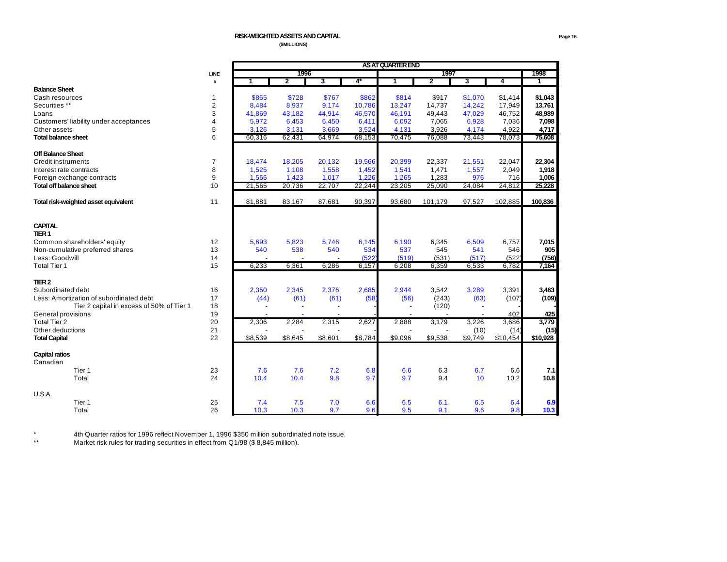# RISK-WEIGHTED ASSETS AND CAPITAL

**($MILLIONS)**

| | LINE # | AS AT QUARTER END | | | | | | | | |
|---|---|---|---|---|---|---|---|---|---|---|
| | | 1996 | | | | 1997 | | | | 1998 |
| | | 1 | 2 | 3 | 4* | 1 | 2 | 3 | 4 | 1 |
| **Balance Sheet** | | | | | | | | | | |
| Cash resources | 1 | $865 | $728 | $767 | $862 | $814 | $917 | $1,070 | $1,414 | **$1,043** |
| Securities ** | 2 | 8,484 | 8,937 | 9,174 | 10,786 | 13,247 | 14,737 | 14,242 | 17,949 | **13,761** |
| Loans | 3 | 41,869 | 43,182 | 44,914 | 46,570 | 46,191 | 49,443 | 47,029 | 46,752 | **48,989** |
| Customers' liability under acceptances | 4 | 5,972 | 6,453 | 6,450 | 6,411 | 6,092 | 7,065 | 6,928 | 7,036 | **7,098** |
| Other assets | 5 | 3,126 | 3,131 | 3,669 | 3,524 | 4,131 | 3,926 | 4,174 | 4,922 | **4,717** |
| **Total balance sheet** | 6 | 60,316 | 62,431 | 64,974 | 68,153 | 70,475 | 76,088 | 73,443 | 78,073 | **75,608** |
| **Off Balance Sheet** | | | | | | | | | | |
| Credit instruments | 7 | 18,474 | 18,205 | 20,132 | 19,566 | 20,399 | 22,337 | 21,551 | 22,047 | **22,304** |
| Interest rate contracts | 8 | 1,525 | 1,108 | 1,558 | 1,452 | 1,541 | 1,471 | 1,557 | 2,049 | **1,918** |
| Foreign exchange contracts | 9 | 1,566 | 1,423 | 1,017 | 1,226 | 1,265 | 1,283 | 976 | 716 | **1,006** |
| **Total off balance sheet** | 10 | 21,565 | 20,736 | 22,707 | 22,244 | 23,205 | 25,090 | 24,084 | 24,812 | **25,228** |
| **Total risk-weighted asset equivalent** | 11 | 81,881 | 83,167 | 87,681 | 90,397 | 93,680 | 101,179 | 97,527 | 102,885 | **100,836** |
| **CAPITAL** | | | | | | | | | | |
| **TIER 1** | | | | | | | | | | |
| Common shareholders' equity | 12 | 5,693 | 5,823 | 5,746 | 6,145 | 6,190 | 6,345 | 6,509 | 6,757 | **7,015** |
| Non-cumulative preferred shares | 13 | 540 | 538 | 540 | 534 | 537 | 545 | 541 | 546 | **905** |
| Less: Goodwill | 14 | - | - | - | (522) | (519) | (531) | (517) | (522) | **(756)** |
| Total Tier 1 | 15 | 6,233 | 6,361 | 6,286 | 6,157 | 6,208 | 6,359 | 6,533 | 6,782 | **7,164** |
| **TIER 2** | | | | | | | | | | |
| Subordinated debt | 16 | 2,350 | 2,345 | 2,376 | 2,685 | 2,944 | 3,542 | 3,289 | 3,391 | **3,463** |
| Less: Amortization of subordinated debt | 17 | (44) | (61) | (61) | (58) | (56) | (243) | (63) | (107) | **(109)** |
| Tier 2 capital in excess of 50% of Tier 1 | 18 | - | - | - | - | - | (120) | - | - | **-** |
| General provisions | 19 | - | - | - | - | - | - | - | 402 | **425** |
| Total Tier 2 | 20 | 2,306 | 2,284 | 2,315 | 2,627 | 2,888 | 3,179 | 3,226 | 3,686 | **3,779** |
| Other deductions | 21 | - | - | - | - | - | - | (10) | (14) | **(15)** |
| **Total Capital** | 22 | $8,539 | $8,645 | $8,601 | $8,784 | $9,096 | $9,538 | $9,749 | $10,454 | **$10,928** |
| **Capital ratios** | | | | | | | | | | |
| Canadian | | | | | | | | | | |
| Tier 1 | 23 | 7.6 | 7.6 | 7.2 | 6.8 | 6.6 | 6.3 | 6.7 | 6.6 | **7.1** |
| Total | 24 | 10.4 | 10.4 | 9.8 | 9.7 | 9.7 | 9.4 | 10 | 10.2 | **10.8** |
| U.S.A. | | | | | | | | | | |
| Tier 1 | 25 | 7.4 | 7.5 | 7.0 | 6.6 | 6.5 | 6.1 | 6.5 | 6.4 | **6.9** |
| Total | 26 | 10.3 | 10.3 | 9.7 | 9.6 | 9.5 | 9.1 | 9.6 | 9.8 | **10.3** |

\* 4th Quarter ratios for 1996 reflect November 1, 1996 $350 million subordinated note issue.

** Market risk rules for trading securities in effect from Q1/98 ($ 8,845 million).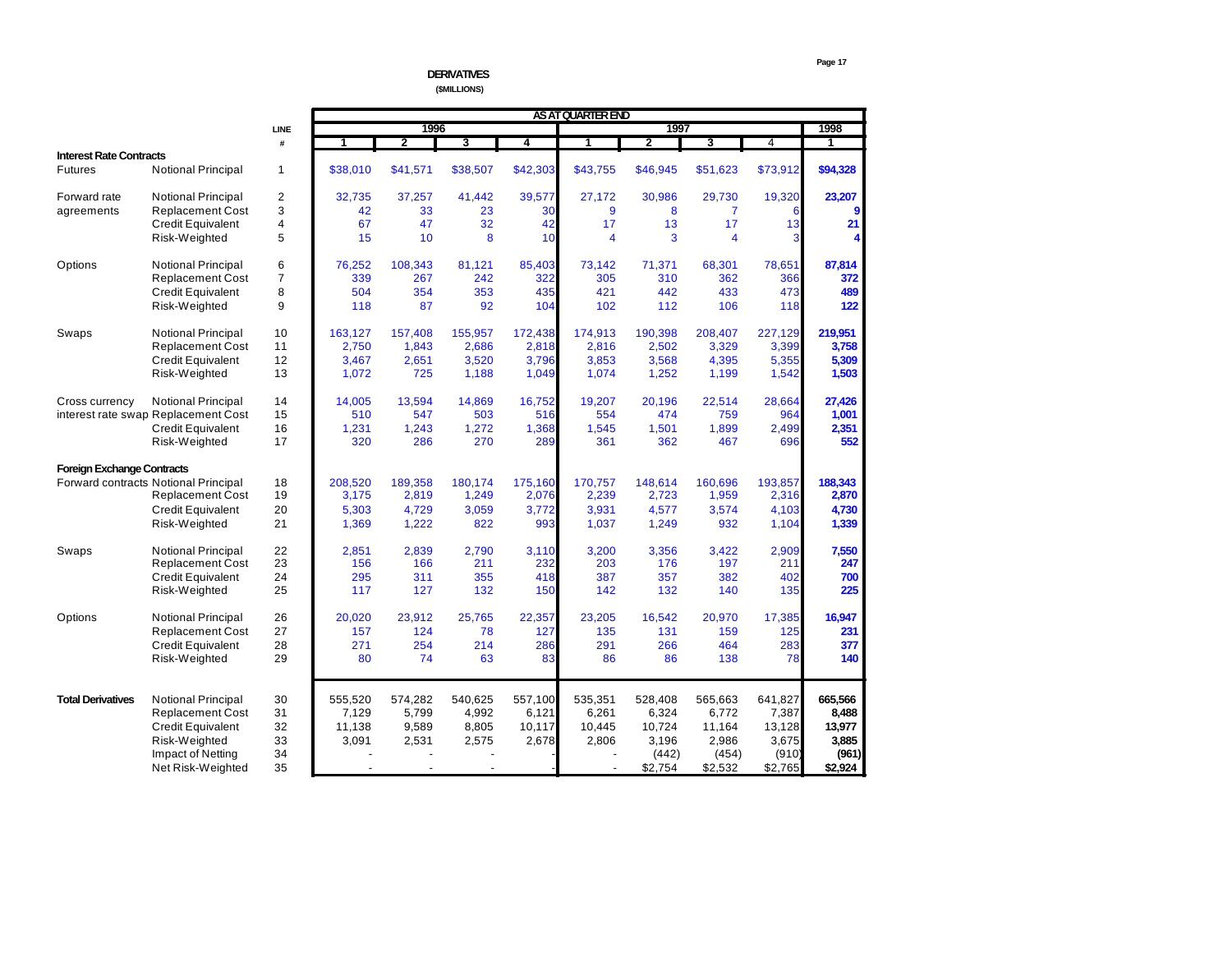# DERIVATIVES

**($MILLIONS)**

| | | LINE # | 1996 Q1 | 1996 Q2 | 1996 Q3 | 1996 Q4 | 1997 Q1 | 1997 Q2 | 1997 Q3 | 1997 Q4 | 1998 Q1 |
|---|---|---|---|---|---|---|---|---|---|---|---|
| | | | **AS AT QUARTER END** | | | | | | | | |
| **Interest Rate Contracts** | | | | | | | | | | | |
| Futures | Notional Principal | 1 | $38,010 | $41,571 | $38,507 | $42,303 | $43,755 | $46,945 | $51,623 | $73,912 | **$94,328** |
| Forward rate agreements | Notional Principal | 2 | 32,735 | 37,257 | 41,442 | 39,577 | 27,172 | 30,986 | 29,730 | 19,320 | **23,207** |
| | Replacement Cost | 3 | 42 | 33 | 23 | 30 | 9 | 8 | 7 | 6 | **9** |
| | Credit Equivalent | 4 | 67 | 47 | 32 | 42 | 17 | 13 | 17 | 13 | **21** |
| | Risk-Weighted | 5 | 15 | 10 | 8 | 10 | 4 | 3 | 4 | 3 | **4** |
| Options | Notional Principal | 6 | 76,252 | 108,343 | 81,121 | 85,403 | 73,142 | 71,371 | 68,301 | 78,651 | **87,814** |
| | Replacement Cost | 7 | 339 | 267 | 242 | 322 | 305 | 310 | 362 | 366 | **372** |
| | Credit Equivalent | 8 | 504 | 354 | 353 | 435 | 421 | 442 | 433 | 473 | **489** |
| | Risk-Weighted | 9 | 118 | 87 | 92 | 104 | 102 | 112 | 106 | 118 | **122** |
| Swaps | Notional Principal | 10 | 163,127 | 157,408 | 155,957 | 172,438 | 174,913 | 190,398 | 208,407 | 227,129 | **219,951** |
| | Replacement Cost | 11 | 2,750 | 1,843 | 2,686 | 2,818 | 2,816 | 2,502 | 3,329 | 3,399 | **3,758** |
| | Credit Equivalent | 12 | 3,467 | 2,651 | 3,520 | 3,796 | 3,853 | 3,568 | 4,395 | 5,355 | **5,309** |
| | Risk-Weighted | 13 | 1,072 | 725 | 1,188 | 1,049 | 1,074 | 1,252 | 1,199 | 1,542 | **1,503** |
| Cross currency interest rate swap | Notional Principal | 14 | 14,005 | 13,594 | 14,869 | 16,752 | 19,207 | 20,196 | 22,514 | 28,664 | **27,426** |
| | Replacement Cost | 15 | 510 | 547 | 503 | 516 | 554 | 474 | 759 | 964 | **1,001** |
| | Credit Equivalent | 16 | 1,231 | 1,243 | 1,272 | 1,368 | 1,545 | 1,501 | 1,899 | 2,499 | **2,351** |
| | Risk-Weighted | 17 | 320 | 286 | 270 | 289 | 361 | 362 | 467 | 696 | **552** |
| **Foreign Exchange Contracts** | | | | | | | | | | | |
| Forward contracts | Notional Principal | 18 | 208,520 | 189,358 | 180,174 | 175,160 | 170,757 | 148,614 | 160,696 | 193,857 | **188,343** |
| | Replacement Cost | 19 | 3,175 | 2,819 | 1,249 | 2,076 | 2,239 | 2,723 | 1,959 | 2,316 | **2,870** |
| | Credit Equivalent | 20 | 5,303 | 4,729 | 3,059 | 3,772 | 3,931 | 4,577 | 3,574 | 4,103 | **4,730** |
| | Risk-Weighted | 21 | 1,369 | 1,222 | 822 | 993 | 1,037 | 1,249 | 932 | 1,104 | **1,339** |
| Swaps | Notional Principal | 22 | 2,851 | 2,839 | 2,790 | 3,110 | 3,200 | 3,356 | 3,422 | 2,909 | **7,550** |
| | Replacement Cost | 23 | 156 | 166 | 211 | 232 | 203 | 176 | 197 | 211 | **247** |
| | Credit Equivalent | 24 | 295 | 311 | 355 | 418 | 387 | 357 | 382 | 402 | **700** |
| | Risk-Weighted | 25 | 117 | 127 | 132 | 150 | 142 | 132 | 140 | 135 | **225** |
| Options | Notional Principal | 26 | 20,020 | 23,912 | 25,765 | 22,357 | 23,205 | 16,542 | 20,970 | 17,385 | **16,947** |
| | Replacement Cost | 27 | 157 | 124 | 78 | 127 | 135 | 131 | 159 | 125 | **231** |
| | Credit Equivalent | 28 | 271 | 254 | 214 | 286 | 291 | 266 | 464 | 283 | **377** |
| | Risk-Weighted | 29 | 80 | 74 | 63 | 83 | 86 | 86 | 138 | 78 | **140** |
| **Total Derivatives** | Notional Principal | 30 | 555,520 | 574,282 | 540,625 | 557,100 | 535,351 | 528,408 | 565,663 | 641,827 | **665,566** |
| | Replacement Cost | 31 | 7,129 | 5,799 | 4,992 | 6,121 | 6,261 | 6,324 | 6,772 | 7,387 | **8,488** |
| | Credit Equivalent | 32 | 11,138 | 9,589 | 8,805 | 10,117 | 10,445 | 10,724 | 11,164 | 13,128 | **13,977** |
| | Risk-Weighted | 33 | 3,091 | 2,531 | 2,575 | 2,678 | 2,806 | 3,196 | 2,986 | 3,675 | **3,885** |
| | Impact of Netting | 34 | - | - | - | - | - | (442) | (454) | (910) | **(961)** |
| | Net Risk-Weighted | 35 | - | - | - | - | - | $2,754 | $2,532 | $2,765 | **$2,924** |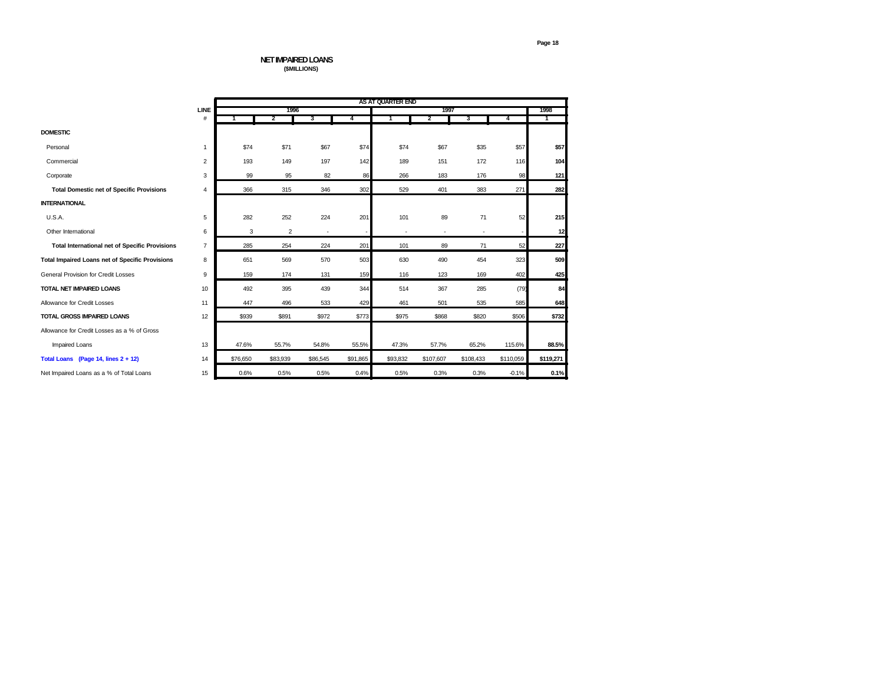# NET IMPAIRED LOANS

**($MILLIONS)**

| | LINE | AS AT QUARTER END | | | | | | | | |
|---|---|---|---|---|---|---|---|---|---|---|
| | | 1996 | | | | 1997 | | | | 1998 |
| | # | 1 | 2 | 3 | 4 | 1 | 2 | 3 | 4 | 1 |
| **DOMESTIC** | | | | | | | | | | |
| Personal | 1 | $74 | $71 | $67 | $74 | $74 | $67 | $35 | $57 | **$57** |
| Commercial | 2 | 193 | 149 | 197 | 142 | 189 | 151 | 172 | 116 | **104** |
| Corporate | 3 | 99 | 95 | 82 | 86 | 266 | 183 | 176 | 98 | **121** |
| **Total Domestic net of Specific Provisions** | 4 | 366 | 315 | 346 | 302 | 529 | 401 | 383 | 271 | **282** |
| **INTERNATIONAL** | | | | | | | | | | |
| U.S.A. | 5 | 282 | 252 | 224 | 201 | 101 | 89 | 71 | 52 | **215** |
| Other International | 6 | 3 | 2 | - | - | - | - | - | - | **12** |
| **Total International net of Specific Provisions** | 7 | 285 | 254 | 224 | 201 | 101 | 89 | 71 | 52 | **227** |
| **Total Impaired Loans net of Specific Provisions** | 8 | 651 | 569 | 570 | 503 | 630 | 490 | 454 | 323 | **509** |
| General Provision for Credit Losses | 9 | 159 | 174 | 131 | 159 | 116 | 123 | 169 | 402 | **425** |
| **TOTAL NET IMPAIRED LOANS** | 10 | 492 | 395 | 439 | 344 | 514 | 367 | 285 | (79) | **84** |
| Allowance for Credit Losses | 11 | 447 | 496 | 533 | 429 | 461 | 501 | 535 | 585 | **648** |
| **TOTAL GROSS IMPAIRED LOANS** | 12 | $939 | $891 | $972 | $773 | $975 | $868 | $820 | $506 | **$732** |
| Allowance for Credit Losses as a % of Gross Impaired Loans | 13 | 47.6% | 55.7% | 54.8% | 55.5% | 47.3% | 57.7% | 65.2% | 115.6% | **88.5%** |
| **Total Loans (Page 14, lines 2 + 12)** | 14 | $76,650 | $83,939 | $86,545 | $91,865 | $93,832 | $107,607 | $108,433 | $110,059 | **$119,271** |
| Net Impaired Loans as a % of Total Loans | 15 | 0.6% | 0.5% | 0.5% | 0.4% | 0.5% | 0.3% | 0.3% | -0.1% | **0.1%** |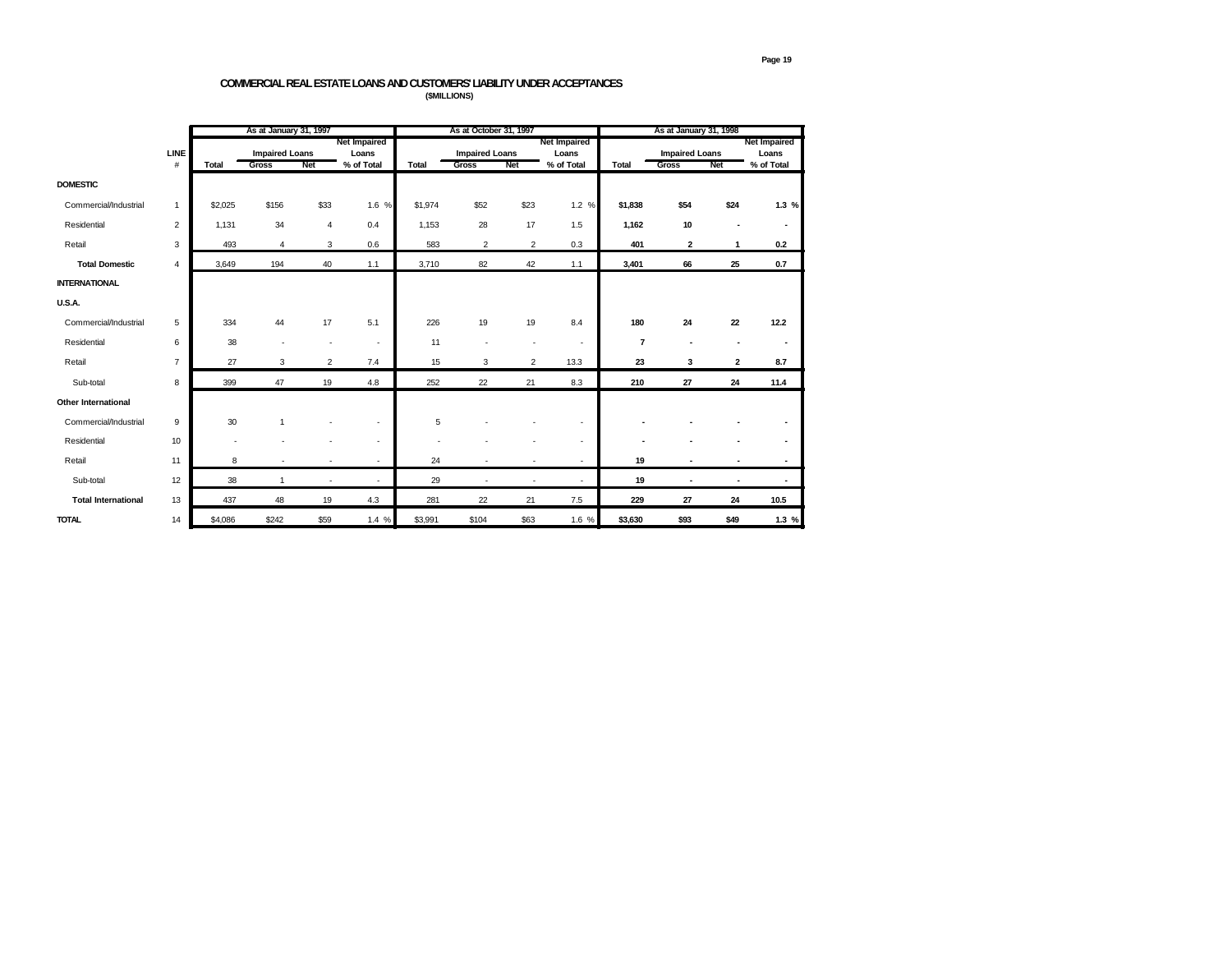## COMMERCIAL REAL ESTATE LOANS AND CUSTOMERS' LIABILITY UNDER ACCEPTANCES

**($MILLIONS)**

| | LINE # | As at January 31, 1997 | | | | As at October 31, 1997 | | | | As at January 31, 1998 | | | |
|---|---|---|---|---|---|---|---|---|---|---|---|---|---|
| | | Total | Impaired Loans Gross | Impaired Loans Net | Net Impaired Loans % of Total | Total | Impaired Loans Gross | Impaired Loans Net | Net Impaired Loans % of Total | Total | Impaired Loans Gross | Impaired Loans Net | Net Impaired Loans % of Total |
| **DOMESTIC** | | | | | | | | | | | | | |
| Commercial/Industrial | 1 | $2,025 | $156 | $33 | 1.6 % | $1,974 | $52 | $23 | 1.2 % | **$1,838** | **$54** | **$24** | **1.3 %** |
| Residential | 2 | 1,131 | 34 | 4 | 0.4 | 1,153 | 28 | 17 | 1.5 | **1,162** | **10** | **-** | **-** |
| Retail | 3 | 493 | 4 | 3 | 0.6 | 583 | 2 | 2 | 0.3 | **401** | **2** | **1** | **0.2** |
| **Total Domestic** | 4 | 3,649 | 194 | 40 | 1.1 | 3,710 | 82 | 42 | 1.1 | **3,401** | **66** | **25** | **0.7** |
| **INTERNATIONAL** | | | | | | | | | | | | | |
| **U.S.A.** | | | | | | | | | | | | | |
| Commercial/Industrial | 5 | 334 | 44 | 17 | 5.1 | 226 | 19 | 19 | 8.4 | **180** | **24** | **22** | **12.2** |
| Residential | 6 | 38 | - | - | - | 11 | - | - | - | **7** | **-** | **-** | **-** |
| Retail | 7 | 27 | 3 | 2 | 7.4 | 15 | 3 | 2 | 13.3 | **23** | **3** | **2** | **8.7** |
| Sub-total | 8 | 399 | 47 | 19 | 4.8 | 252 | 22 | 21 | 8.3 | **210** | **27** | **24** | **11.4** |
| **Other International** | | | | | | | | | | | | | |
| Commercial/Industrial | 9 | 30 | 1 | - | - | 5 | - | - | - | **-** | **-** | **-** | **-** |
| Residential | 10 | - | - | - | - | - | - | - | - | **-** | **-** | **-** | **-** |
| Retail | 11 | 8 | - | - | - | 24 | - | - | - | **19** | **-** | **-** | **-** |
| Sub-total | 12 | 38 | 1 | - | - | 29 | - | - | - | **19** | **-** | **-** | **-** |
| **Total International** | 13 | 437 | 48 | 19 | 4.3 | 281 | 22 | 21 | 7.5 | **229** | **27** | **24** | **10.5** |
| **TOTAL** | 14 | $4,086 | $242 | $59 | 1.4 % | $3,991 | $104 | $63 | 1.6 % | **$3,630** | **$93** | **$49** | **1.3 %** |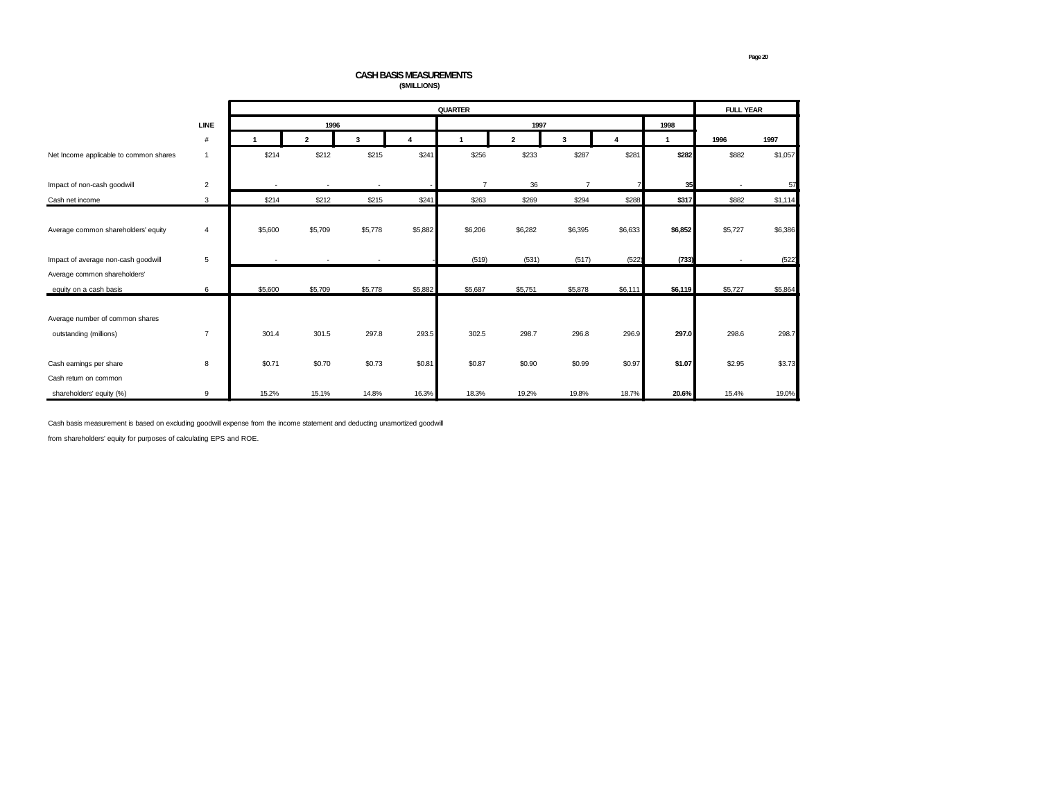## CASH BASIS MEASUREMENTS
**($MILLIONS)**

| | LINE | QUARTER | | | | | | | | | FULL YEAR | |
|---|---|---|---|---|---|---|---|---|---|---|---|---|
| | | 1996 | | | | 1997 | | | | 1998 | | |
| | # | 1 | 2 | 3 | 4 | 1 | 2 | 3 | 4 | 1 | 1996 | 1997 |
| Net Income applicable to common shares | 1 | $214 | $212 | $215 | $241 | $256 | $233 | $287 | $281 | **$282** | $882 | $1,057 |
| Impact of non-cash goodwill | 2 | - | - | - | - | 7 | 36 | 7 | 7 | **35** | - | 57 |
| Cash net income | 3 | $214 | $212 | $215 | $241 | $263 | $269 | $294 | $288 | **$317** | $882 | $1,114 |
| Average common shareholders' equity | 4 | $5,600 | $5,709 | $5,778 | $5,882 | $6,206 | $6,282 | $6,395 | $6,633 | **$6,852** | $5,727 | $6,386 |
| Impact of average non-cash goodwill | 5 | - | - | - | - | (519) | (531) | (517) | (522) | **(733)** | - | (522) |
| Average common shareholders' equity on a cash basis | 6 | $5,600 | $5,709 | $5,778 | $5,882 | $5,687 | $5,751 | $5,878 | $6,111 | **$6,119** | $5,727 | $5,864 |
| Average number of common shares outstanding (millions) | 7 | 301.4 | 301.5 | 297.8 | 293.5 | 302.5 | 298.7 | 296.8 | 296.9 | **297.0** | 298.6 | 298.7 |
| Cash earnings per share | 8 | $0.71 | $0.70 | $0.73 | $0.81 | $0.87 | $0.90 | $0.99 | $0.97 | **$1.07** | $2.95 | $3.73 |
| Cash return on common shareholders' equity (%) | 9 | 15.2% | 15.1% | 14.8% | 16.3% | 18.3% | 19.2% | 19.8% | 18.7% | **20.6%** | 15.4% | 19.0% |

Cash basis measurement is based on excluding goodwill expense from the income statement and deducting unamortized goodwill from shareholders' equity for purposes of calculating EPS and ROE.